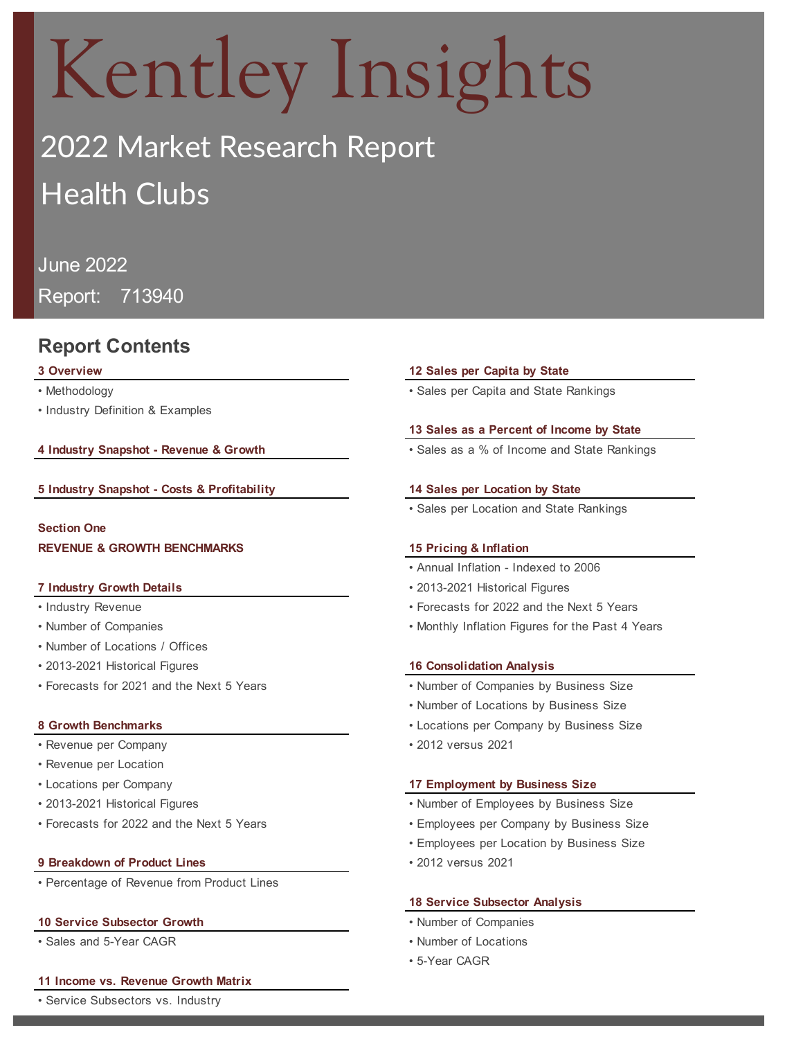# Kentley Insights

## 2022 Market Research Report

## Health Clubs

June 2022

Report: 713940

## Report Contents

**3 Overview**

- Methodology
- Industry Definition & Examples

**4 Industry Snapshot - Revenue & Growth**

**5 Industry Snapshot - Costs & Profitability**

**Section One**

**REVENUE & GROWTH BENCHMARKS**

**7 Industry Growth Details**

- Industry Revenue
- Number of Companies
- Number of Locations / Offices
- 2013-2021 Historical Figures
- Forecasts for 2021 and the Next 5 Years

**8 Growth Benchmarks**

- Revenue per Company
- Revenue per Location
- Locations per Company
- 2013-2021 Historical Figures
- Forecasts for 2022 and the Next 5 Years

**9 Breakdown of Product Lines**

- Percentage of Revenue from Product Lines

**10 Service Subsector Growth**

- Sales and 5-Year CAGR

**11 Income vs. Revenue Growth Matrix**

- Service Subsectors vs. Industry

**12 Sales per Capita by State**

- Sales per Capita and State Rankings

**13 Sales as a Percent of Income by State**

- Sales as a % of Income and State Rankings

**14 Sales per Location by State**

- Sales per Location and State Rankings

**15 Pricing & Inflation**

- Annual Inflation - Indexed to 2006
- 2013-2021 Historical Figures
- Forecasts for 2022 and the Next 5 Years
- Monthly Inflation Figures for the Past 4 Years

**16 Consolidation Analysis**

- Number of Companies by Business Size
- Number of Locations by Business Size
- Locations per Company by Business Size
- 2012 versus 2021

**17 Employment by Business Size**

- Number of Employees by Business Size
- Employees per Company by Business Size
- Employees per Location by Business Size
- 2012 versus 2021

**18 Service Subsector Analysis**

- Number of Companies
- Number of Locations
- 5-Year CAGR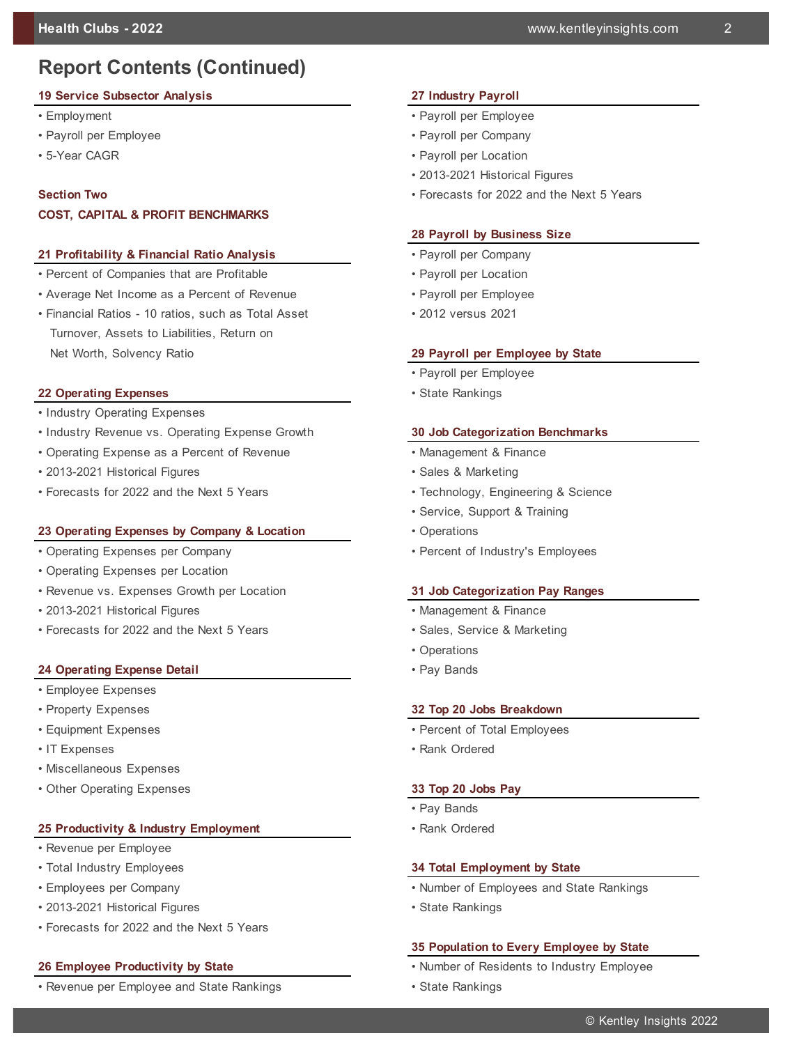# Report Contents (Continued)

### 19 Service Subsector Analysis

- Employment
- Payroll per Employee
- 5-Year CAGR

## Section Two

## COST, CAPITAL & PROFIT BENCHMARKS

### 21 Profitability & Financial Ratio Analysis

- Percent of Companies that are Profitable
- Average Net Income as a Percent of Revenue
- Financial Ratios - 10 ratios, such as Total Asset Turnover, Assets to Liabilities, Return on Net Worth, Solvency Ratio

### 22 Operating Expenses

- Industry Operating Expenses
- Industry Revenue vs. Operating Expense Growth
- Operating Expense as a Percent of Revenue
- 2013-2021 Historical Figures
- Forecasts for 2022 and the Next 5 Years

### 23 Operating Expenses by Company & Location

- Operating Expenses per Company
- Operating Expenses per Location
- Revenue vs. Expenses Growth per Location
- 2013-2021 Historical Figures
- Forecasts for 2022 and the Next 5 Years

### 24 Operating Expense Detail

- Employee Expenses
- Property Expenses
- Equipment Expenses
- IT Expenses
- Miscellaneous Expenses
- Other Operating Expenses

### 25 Productivity & Industry Employment

- Revenue per Employee
- Total Industry Employees
- Employees per Company
- 2013-2021 Historical Figures
- Forecasts for 2022 and the Next 5 Years

### 26 Employee Productivity by State

- Revenue per Employee and State Rankings

### 27 Industry Payroll

- Payroll per Employee
- Payroll per Company
- Payroll per Location
- 2013-2021 Historical Figures
- Forecasts for 2022 and the Next 5 Years

### 28 Payroll by Business Size

- Payroll per Company
- Payroll per Location
- Payroll per Employee
- 2012 versus 2021

### 29 Payroll per Employee by State

- Payroll per Employee
- State Rankings

### 30 Job Categorization Benchmarks

- Management & Finance
- Sales & Marketing
- Technology, Engineering & Science
- Service, Support & Training
- Operations
- Percent of Industry's Employees

### 31 Job Categorization Pay Ranges

- Management & Finance
- Sales, Service & Marketing
- Operations
- Pay Bands

### 32 Top 20 Jobs Breakdown

- Percent of Total Employees
- Rank Ordered

### 33 Top 20 Jobs Pay

- Pay Bands
- Rank Ordered

### 34 Total Employment by State

- Number of Employees and State Rankings
- State Rankings

### 35 Population to Every Employee by State

- Number of Residents to Industry Employee
- State Rankings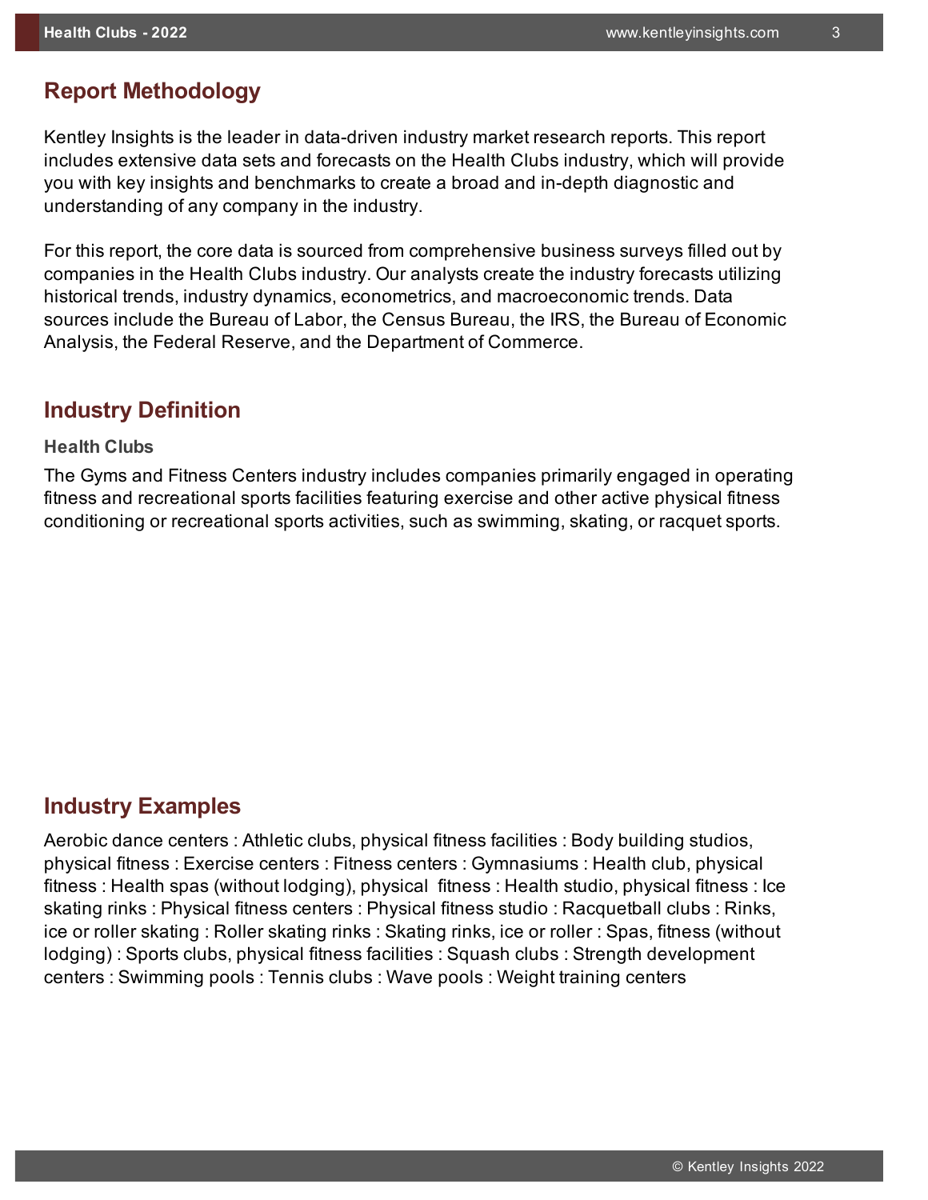## Report Methodology

Kentley Insights is the leader in data-driven industry market research reports. This report includes extensive data sets and forecasts on the Health Clubs industry, which will provide you with key insights and benchmarks to create a broad and in-depth diagnostic and understanding of any company in the industry.

For this report, the core data is sourced from comprehensive business surveys filled out by companies in the Health Clubs industry. Our analysts create the industry forecasts utilizing historical trends, industry dynamics, econometrics, and macroeconomic trends. Data sources include the Bureau of Labor, the Census Bureau, the IRS, the Bureau of Economic Analysis, the Federal Reserve, and the Department of Commerce.

## Industry Definition

### Health Clubs

The Gyms and Fitness Centers industry includes companies primarily engaged in operating fitness and recreational sports facilities featuring exercise and other active physical fitness conditioning or recreational sports activities, such as swimming, skating, or racquet sports.

## Industry Examples

Aerobic dance centers : Athletic clubs, physical fitness facilities : Body building studios, physical fitness : Exercise centers : Fitness centers : Gymnasiums : Health club, physical fitness : Health spas (without lodging), physical fitness : Health studio, physical fitness : Ice skating rinks : Physical fitness centers : Physical fitness studio : Racquetball clubs : Rinks, ice or roller skating : Roller skating rinks : Skating rinks, ice or roller : Spas, fitness (without lodging) : Sports clubs, physical fitness facilities : Squash clubs : Strength development centers : Swimming pools : Tennis clubs : Wave pools : Weight training centers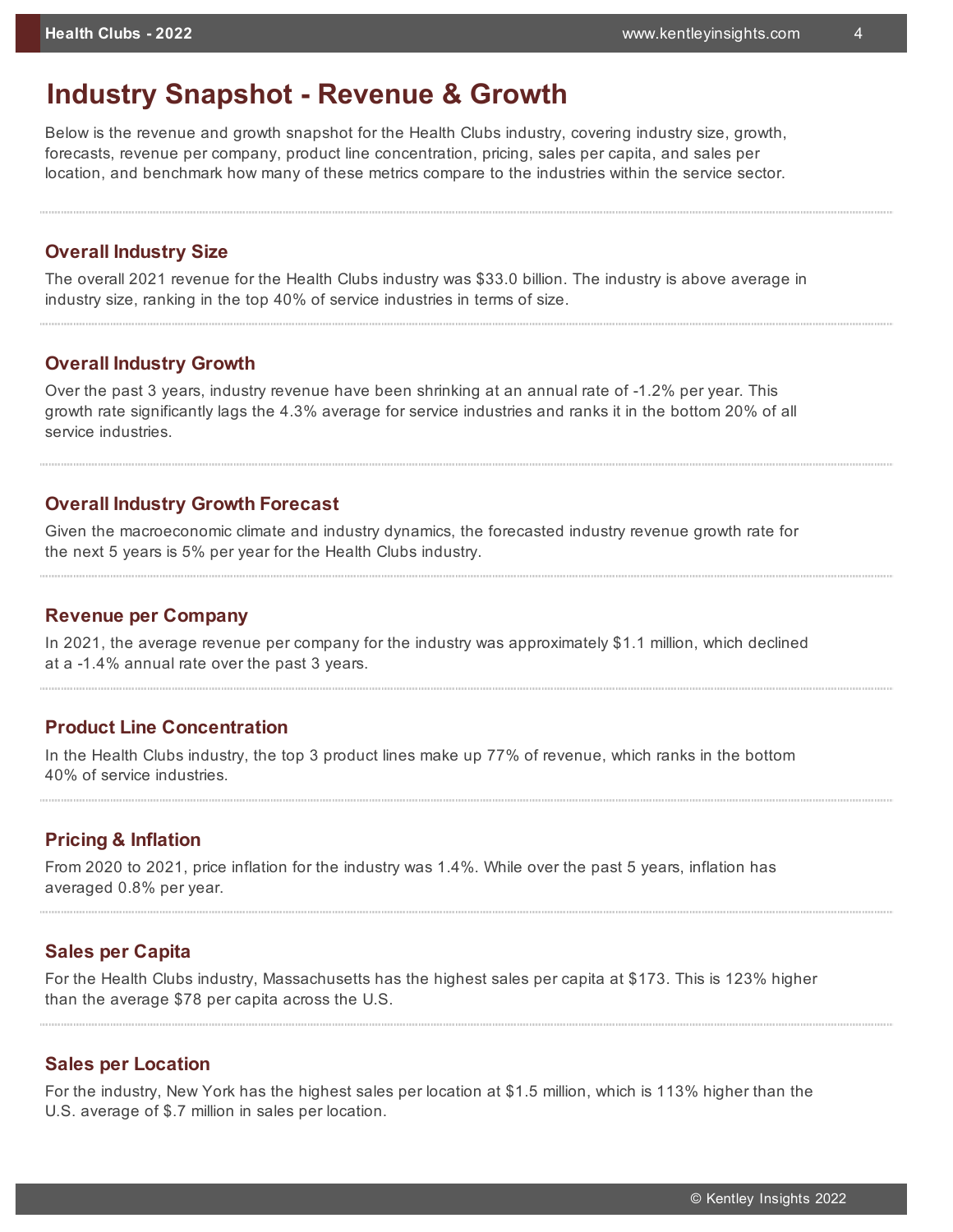# Industry Snapshot - Revenue & Growth

Below is the revenue and growth snapshot for the Health Clubs industry, covering industry size, growth, forecasts, revenue per company, product line concentration, pricing, sales per capita, and sales per location, and benchmark how many of these metrics compare to the industries within the service sector.

## Overall Industry Size

The overall 2021 revenue for the Health Clubs industry was $33.0 billion. The industry is above average in industry size, ranking in the top 40% of service industries in terms of size.

## Overall Industry Growth

Over the past 3 years, industry revenue have been shrinking at an annual rate of -1.2% per year. This growth rate significantly lags the 4.3% average for service industries and ranks it in the bottom 20% of all service industries.

## Overall Industry Growth Forecast

Given the macroeconomic climate and industry dynamics, the forecasted industry revenue growth rate for the next 5 years is 5% per year for the Health Clubs industry.

## Revenue per Company

In 2021, the average revenue per company for the industry was approximately $1.1 million, which declined at a -1.4% annual rate over the past 3 years.

## Product Line Concentration

In the Health Clubs industry, the top 3 product lines make up 77% of revenue, which ranks in the bottom 40% of service industries.

## Pricing & Inflation

From 2020 to 2021, price inflation for the industry was 1.4%. While over the past 5 years, inflation has averaged 0.8% per year.

## Sales per Capita

For the Health Clubs industry, Massachusetts has the highest sales per capita at $173. This is 123% higher than the average $78 per capita across the U.S.

## Sales per Location

For the industry, New York has the highest sales per location at $1.5 million, which is 113% higher than the U.S. average of $.7 million in sales per location.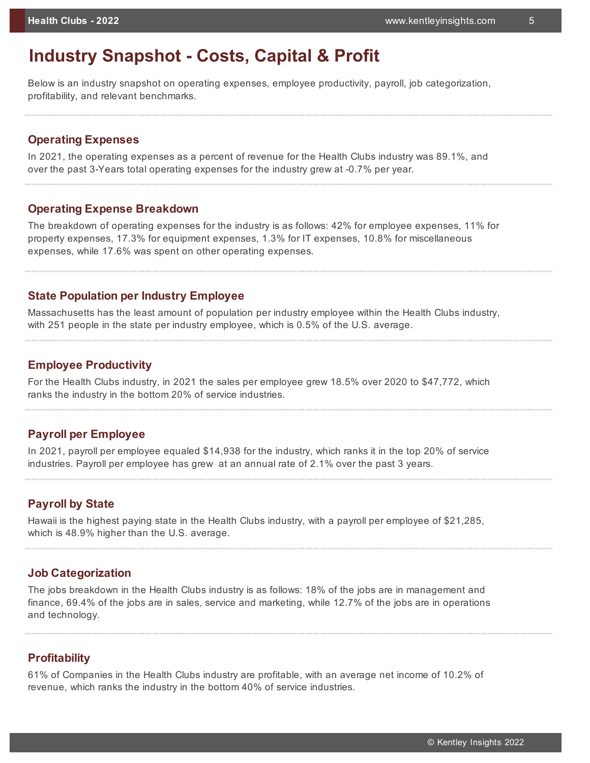# Industry Snapshot - Costs, Capital & Profit

Below is an industry snapshot on operating expenses, employee productivity, payroll, job categorization, profitability, and relevant benchmarks.

### Operating Expenses

In 2021, the operating expenses as a percent of revenue for the Health Clubs industry was 89.1%, and over the past 3-Years total operating expenses for the industry grew at -0.7% per year.

### Operating Expense Breakdown

The breakdown of operating expenses for the industry is as follows: 42% for employee expenses, 11% for property expenses, 17.3% for equipment expenses, 1.3% for IT expenses, 10.8% for miscellaneous expenses, while 17.6% was spent on other operating expenses.

### State Population per Industry Employee

Massachusetts has the least amount of population per industry employee within the Health Clubs industry, with 251 people in the state per industry employee, which is 0.5% of the U.S. average.

### Employee Productivity

For the Health Clubs industry, in 2021 the sales per employee grew 18.5% over 2020 to $47,772, which ranks the industry in the bottom 20% of service industries.

### Payroll per Employee

In 2021, payroll per employee equaled $14,938 for the industry, which ranks it in the top 20% of service industries. Payroll per employee has grew at an annual rate of 2.1% over the past 3 years.

### Payroll by State

Hawaii is the highest paying state in the Health Clubs industry, with a payroll per employee of $21,285, which is 48.9% higher than the U.S. average.

### Job Categorization

The jobs breakdown in the Health Clubs industry is as follows: 18% of the jobs are in management and finance, 69.4% of the jobs are in sales, service and marketing, while 12.7% of the jobs are in operations and technology.

### Profitability

61% of Companies in the Health Clubs industry are profitable, with an average net income of 10.2% of revenue, which ranks the industry in the bottom 40% of service industries.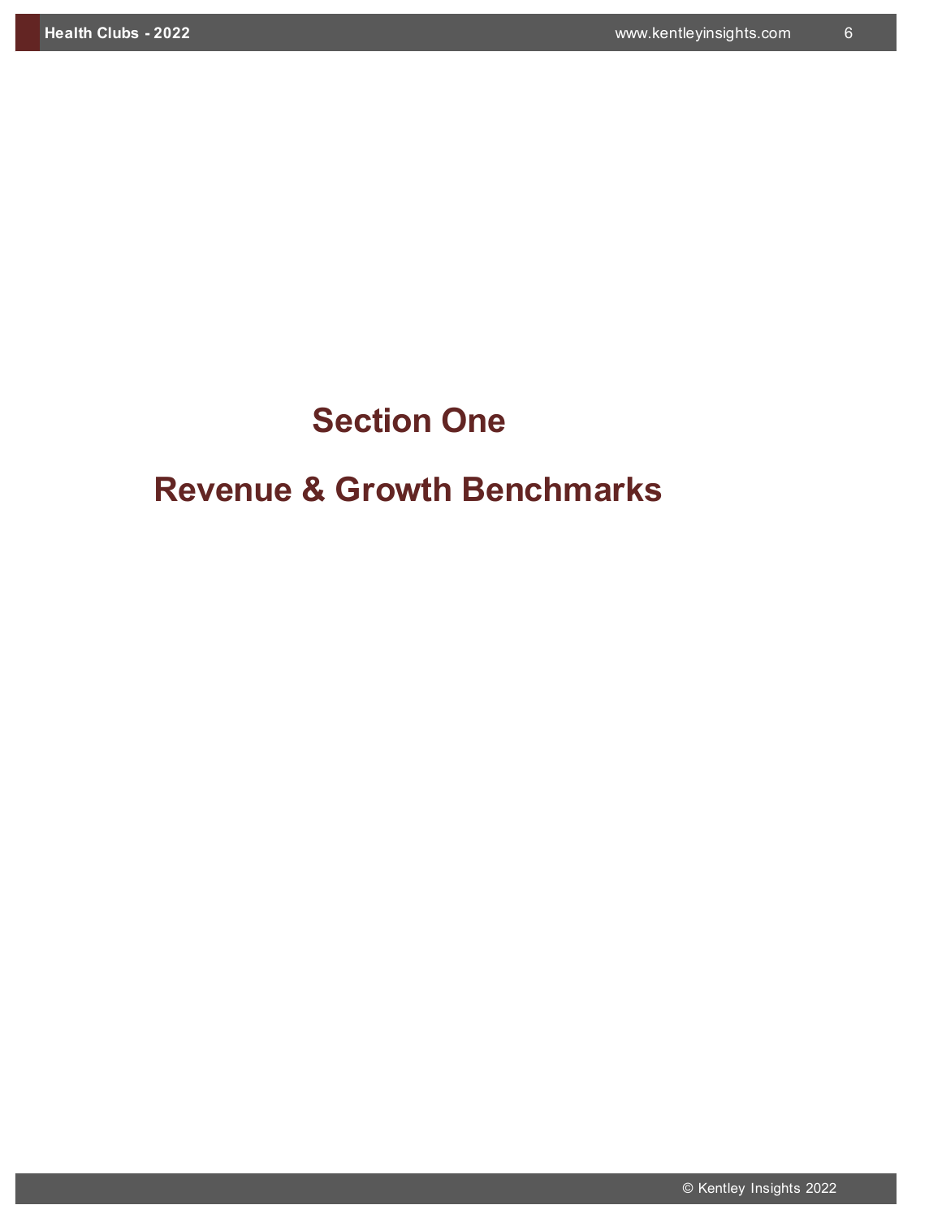# Section One

# Revenue & Growth Benchmarks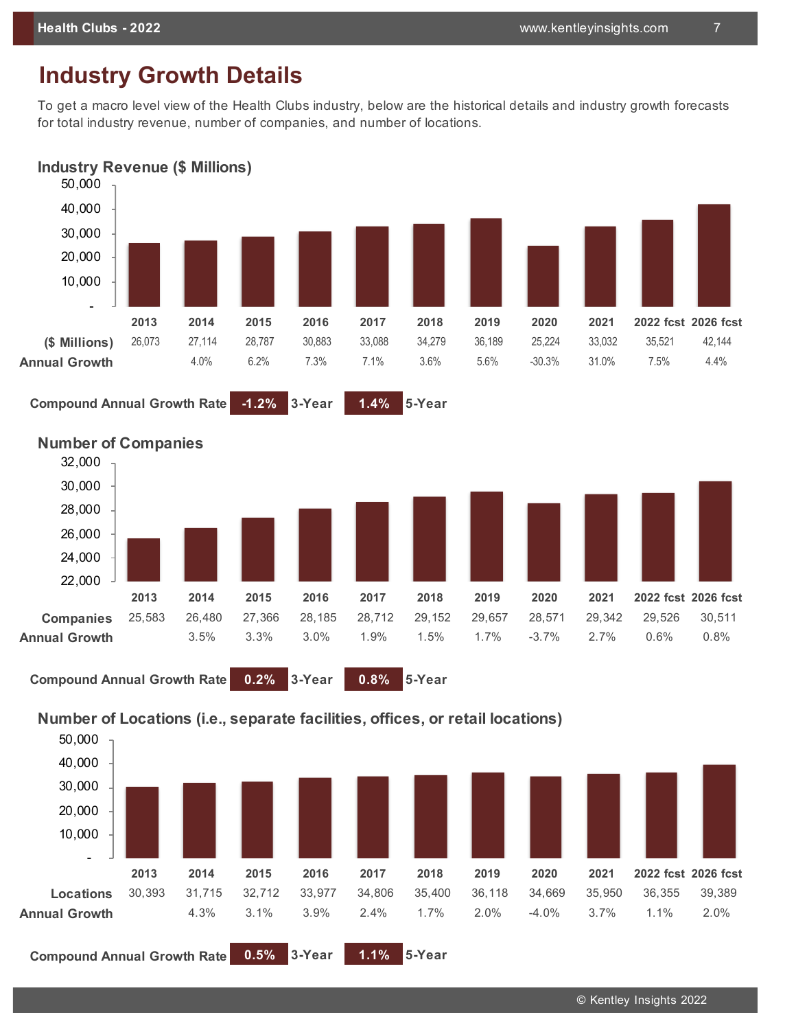# Industry Growth Details

To get a macro level view of the Health Clubs industry, below are the historical details and industry growth forecasts for total industry revenue, number of companies, and number of locations.

## Industry Revenue ($ Millions)

| | 2013 | 2014 | 2015 | 2016 | 2017 | 2018 | 2019 | 2020 | 2021 | 2022 fcst | 2026 fcst |
|---|---|---|---|---|---|---|---|---|---|---|---|
| ($ Millions) | 26,073 | 27,114 | 28,787 | 30,883 | 33,088 | 34,279 | 36,189 | 25,224 | 33,032 | 35,521 | 42,144 |
| Annual Growth | | 4.0% | 6.2% | 7.3% | 7.1% | 3.6% | 5.6% | -30.3% | 31.0% | 7.5% | 4.4% |

Compound Annual Growth Rate **-1.2%** 3-Year **1.4%** 5-Year

## Number of Companies

| | 2013 | 2014 | 2015 | 2016 | 2017 | 2018 | 2019 | 2020 | 2021 | 2022 fcst | 2026 fcst |
|---|---|---|---|---|---|---|---|---|---|---|---|
| Companies | 25,583 | 26,480 | 27,366 | 28,185 | 28,712 | 29,152 | 29,657 | 28,571 | 29,342 | 29,526 | 30,511 |
| Annual Growth | | 3.5% | 3.3% | 3.0% | 1.9% | 1.5% | 1.7% | -3.7% | 2.7% | 0.6% | 0.8% |

Compound Annual Growth Rate **0.2%** 3-Year **0.8%** 5-Year

## Number of Locations (i.e., separate facilities, offices, or retail locations)

| | 2013 | 2014 | 2015 | 2016 | 2017 | 2018 | 2019 | 2020 | 2021 | 2022 fcst | 2026 fcst |
|---|---|---|---|---|---|---|---|---|---|---|---|
| Locations | 30,393 | 31,715 | 32,712 | 33,977 | 34,806 | 35,400 | 36,118 | 34,669 | 35,950 | 36,355 | 39,389 |
| Annual Growth | | 4.3% | 3.1% | 3.9% | 2.4% | 1.7% | 2.0% | -4.0% | 3.7% | 1.1% | 2.0% |

Compound Annual Growth Rate **0.5%** 3-Year **1.1%** 5-Year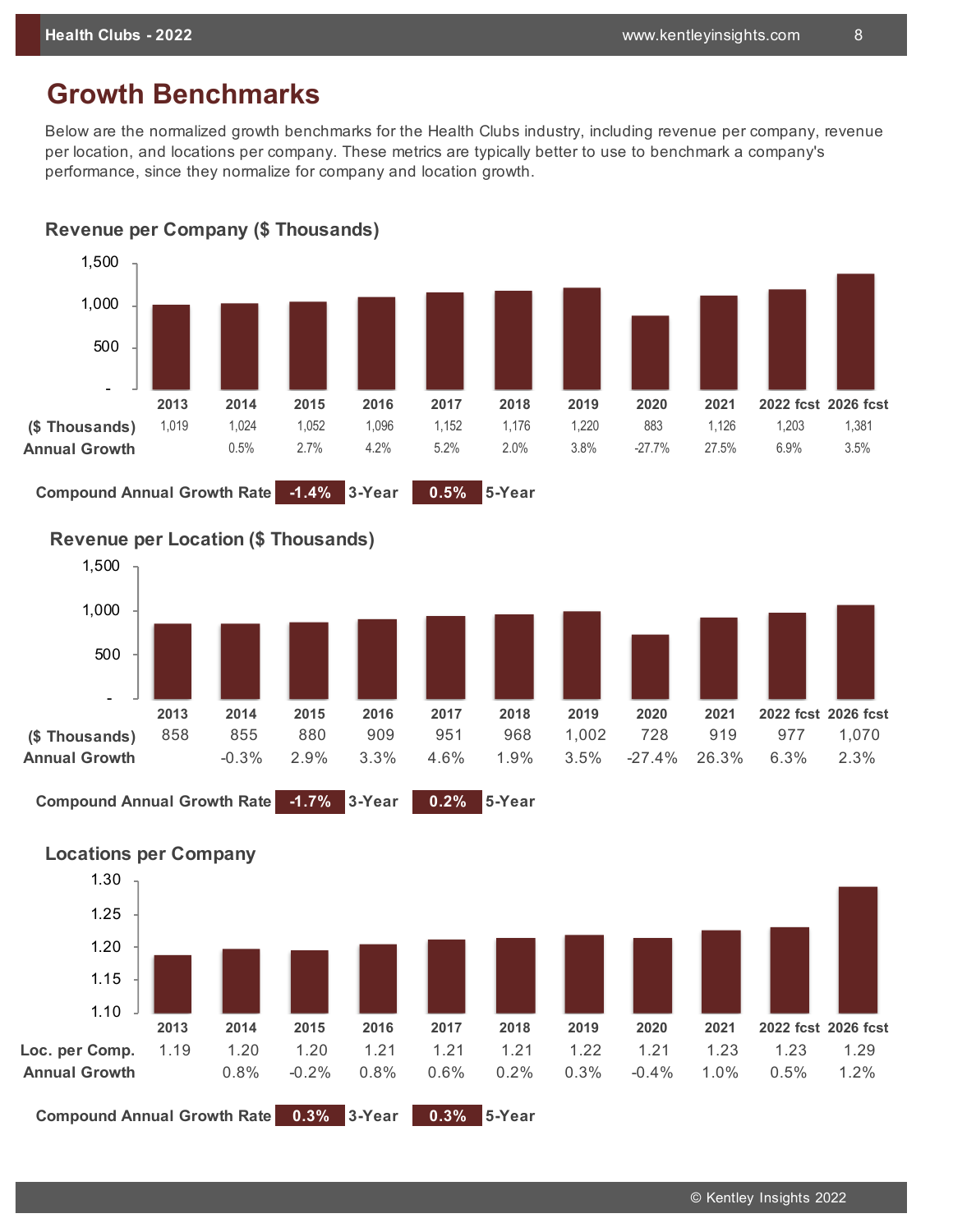# Growth Benchmarks

Below are the normalized growth benchmarks for the Health Clubs industry, including revenue per company, revenue per location, and locations per company. These metrics are typically better to use to benchmark a company's performance, since they normalize for company and location growth.

## Revenue per Company ($ Thousands)

| | 2013 | 2014 | 2015 | 2016 | 2017 | 2018 | 2019 | 2020 | 2021 | 2022 fcst | 2026 fcst |
|---|---|---|---|---|---|---|---|---|---|---|---|
| ($ Thousands) | 1,019 | 1,024 | 1,052 | 1,096 | 1,152 | 1,176 | 1,220 | 883 | 1,126 | 1,203 | 1,381 |
| Annual Growth | | 0.5% | 2.7% | 4.2% | 5.2% | 2.0% | 3.8% | -27.7% | 27.5% | 6.9% | 3.5% |

**Compound Annual Growth Rate** -1.4% 3-Year 0.5% 5-Year

## Revenue per Location ($ Thousands)

| | 2013 | 2014 | 2015 | 2016 | 2017 | 2018 | 2019 | 2020 | 2021 | 2022 fcst | 2026 fcst |
|---|---|---|---|---|---|---|---|---|---|---|---|
| ($ Thousands) | 858 | 855 | 880 | 909 | 951 | 968 | 1,002 | 728 | 919 | 977 | 1,070 |
| Annual Growth | | -0.3% | 2.9% | 3.3% | 4.6% | 1.9% | 3.5% | -27.4% | 26.3% | 6.3% | 2.3% |

**Compound Annual Growth Rate** -1.7% 3-Year 0.2% 5-Year

## Locations per Company

| | 2013 | 2014 | 2015 | 2016 | 2017 | 2018 | 2019 | 2020 | 2021 | 2022 fcst | 2026 fcst |
|---|---|---|---|---|---|---|---|---|---|---|---|
| Loc. per Comp. | 1.19 | 1.20 | 1.20 | 1.21 | 1.21 | 1.21 | 1.22 | 1.21 | 1.23 | 1.23 | 1.29 |
| Annual Growth | | 0.8% | -0.2% | 0.8% | 0.6% | 0.2% | 0.3% | -0.4% | 1.0% | 0.5% | 1.2% |

**Compound Annual Growth Rate** 0.3% 3-Year 0.3% 5-Year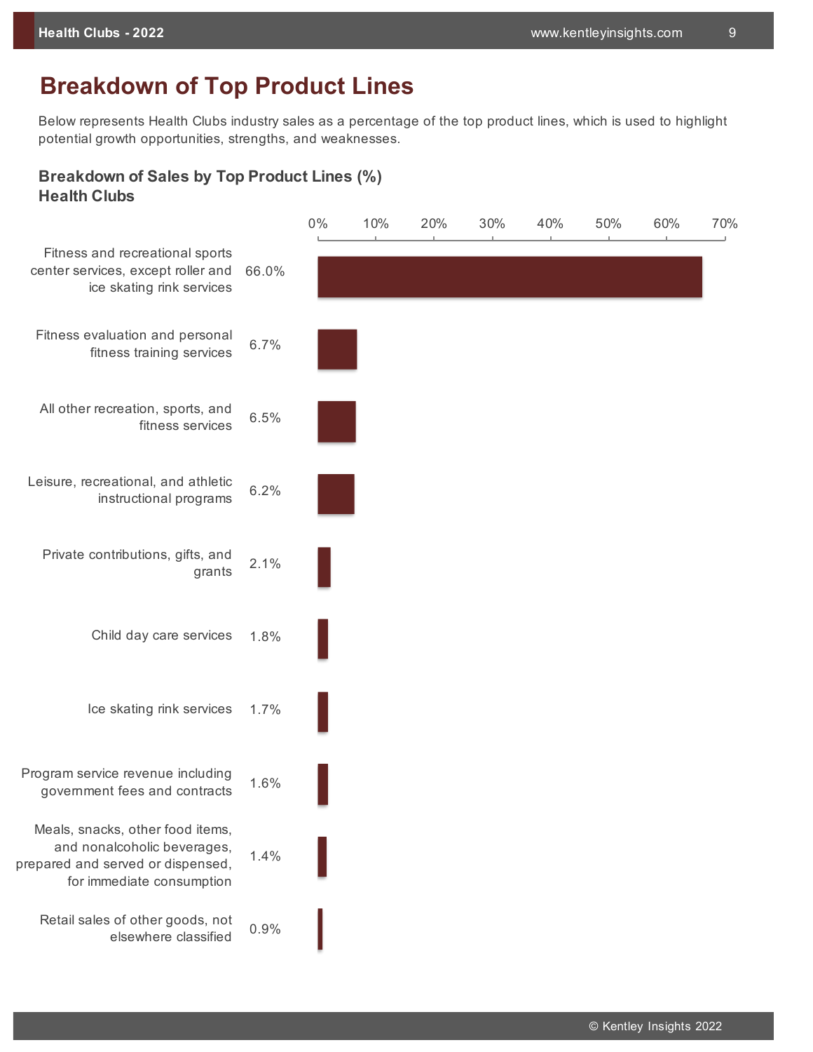# Breakdown of Top Product Lines

Below represents Health Clubs industry sales as a percentage of the top product lines, which is used to highlight potential growth opportunities, strengths, and weaknesses.

### Breakdown of Sales by Top Product Lines (%)
### Health Clubs

| Product Line | % |
| --- | --- |
| Fitness and recreational sports center services, except roller and ice skating rink services | 66.0% |
| Fitness evaluation and personal fitness training services | 6.7% |
| All other recreation, sports, and fitness services | 6.5% |
| Leisure, recreational, and athletic instructional programs | 6.2% |
| Private contributions, gifts, and grants | 2.1% |
| Child day care services | 1.8% |
| Ice skating rink services | 1.7% |
| Program service revenue including government fees and contracts | 1.6% |
| Meals, snacks, other food items, and nonalcoholic beverages, prepared and served or dispensed, for immediate consumption | 1.4% |
| Retail sales of other goods, not elsewhere classified | 0.9% |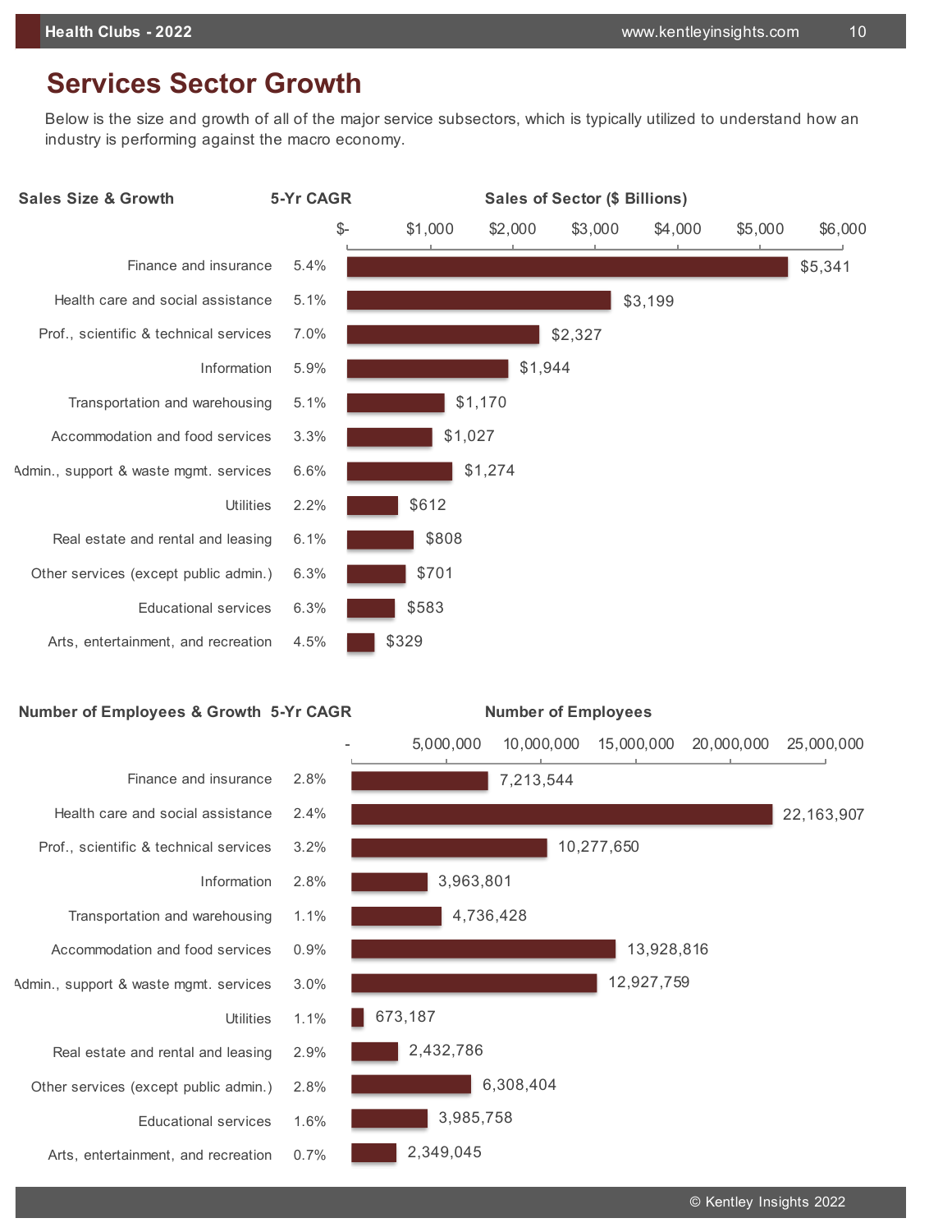## Services Sector Growth

Below is the size and growth of all of the major service subsectors, which is typically utilized to understand how an industry is performing against the macro economy.

| Sales Size & Growth | 5-Yr CAGR | Sales of Sector ($ Billions) |
|---|---|---|
| Finance and insurance | 5.4% | $5,341 |
| Health care and social assistance | 5.1% | $3,199 |
| Prof., scientific & technical services | 7.0% | $2,327 |
| Information | 5.9% | $1,944 |
| Transportation and warehousing | 5.1% | $1,170 |
| Accommodation and food services | 3.3% | $1,027 |
| Admin., support & waste mgmt. services | 6.6% | $1,274 |
| Utilities | 2.2% | $612 |
| Real estate and rental and leasing | 6.1% | $808 |
| Other services (except public admin.) | 6.3% | $701 |
| Educational services | 6.3% | $583 |
| Arts, entertainment, and recreation | 4.5% | $329 |

| Number of Employees & Growth | 5-Yr CAGR | Number of Employees |
|---|---|---|
| Finance and insurance | 2.8% | 7,213,544 |
| Health care and social assistance | 2.4% | 22,163,907 |
| Prof., scientific & technical services | 3.2% | 10,277,650 |
| Information | 2.8% | 3,963,801 |
| Transportation and warehousing | 1.1% | 4,736,428 |
| Accommodation and food services | 0.9% | 13,928,816 |
| Admin., support & waste mgmt. services | 3.0% | 12,927,759 |
| Utilities | 1.1% | 673,187 |
| Real estate and rental and leasing | 2.9% | 2,432,786 |
| Other services (except public admin.) | 2.8% | 6,308,404 |
| Educational services | 1.6% | 3,985,758 |
| Arts, entertainment, and recreation | 0.7% | 2,349,045 |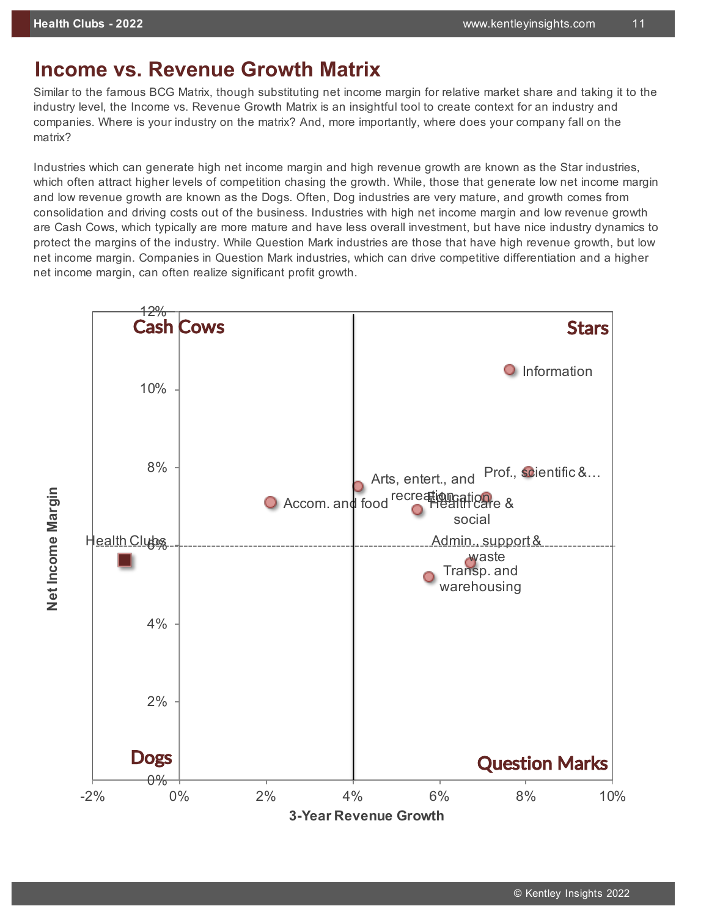# Income vs. Revenue Growth Matrix

Similar to the famous BCG Matrix, though substituting net income margin for relative market share and taking it to the industry level, the Income vs. Revenue Growth Matrix is an insightful tool to create context for an industry and companies. Where is your industry on the matrix? And, more importantly, where does your company fall on the matrix?

Industries which can generate high net income margin and high revenue growth are known as the Star industries, which often attract higher levels of competition chasing the growth. While, those that generate low net income margin and low revenue growth are known as the Dogs. Often, Dog industries are very mature, and growth comes from consolidation and driving costs out of the business. Industries with high net income margin and low revenue growth are Cash Cows, which typically are more mature and have less overall investment, but have nice industry dynamics to protect the margins of the industry. While Question Mark industries are those that have high revenue growth, but low net income margin. Companies in Question Mark industries, which can drive competitive differentiation and a higher net income margin, can often realize significant profit growth.

Cash Cows | Stars | Dogs | Question Marks

Net Income Margin (0%–12%) vs. 3-Year Revenue Growth (-2%–10%)

Health Clubs; Accom. and food; Arts, entert., and recreation; Education; Health care & social; Prof., scientific &…; Information; Admin., support & waste; Transp. and warehousing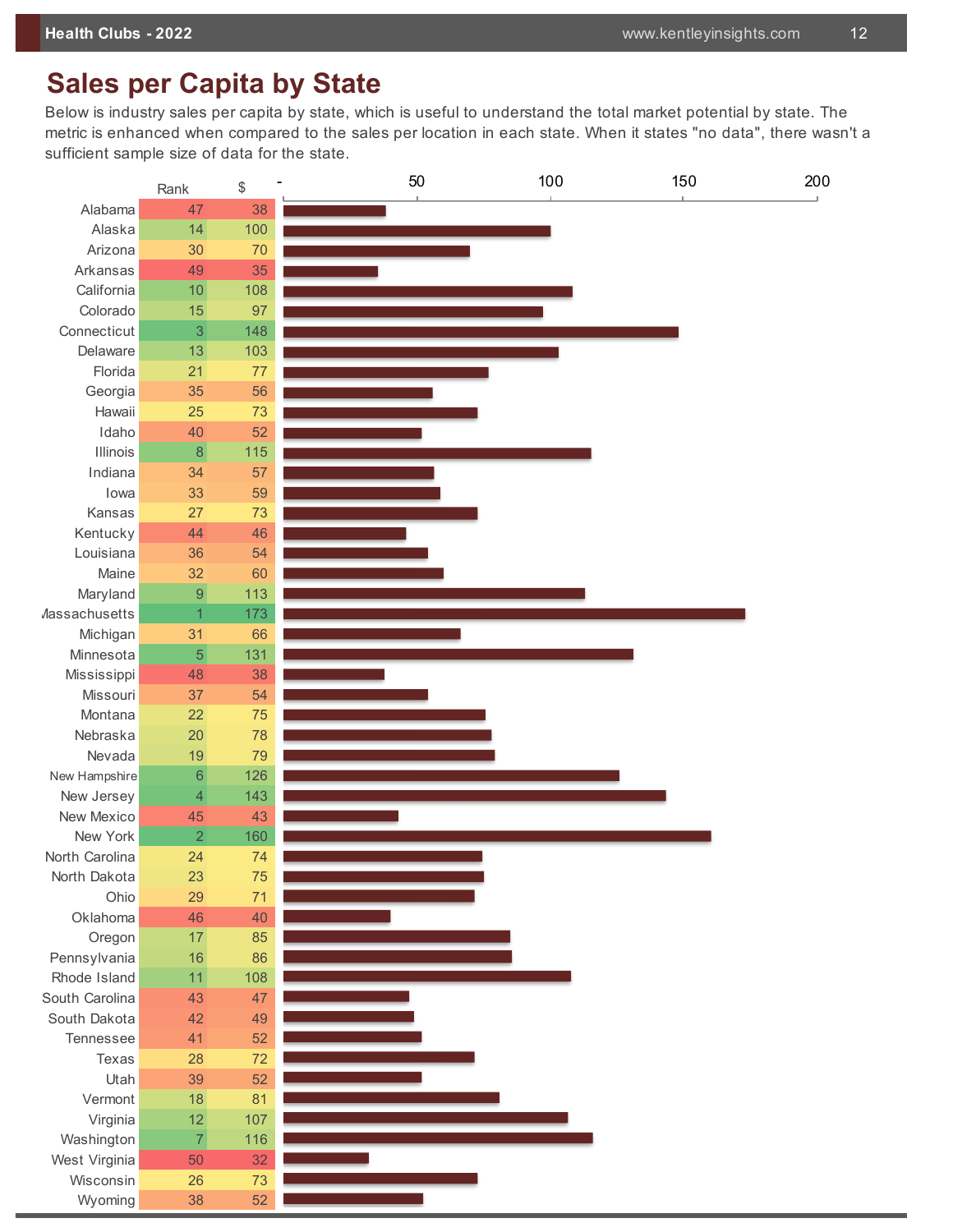## Sales per Capita by State

Below is industry sales per capita by state, which is useful to understand the total market potential by state. The metric is enhanced when compared to the sales per location in each state. When it states "no data", there wasn't a sufficient sample size of data for the state.

| State | Rank | $ |
|---|---|---|
| Alabama | 47 | 38 |
| Alaska | 14 | 100 |
| Arizona | 30 | 70 |
| Arkansas | 49 | 35 |
| California | 10 | 108 |
| Colorado | 15 | 97 |
| Connecticut | 3 | 148 |
| Delaware | 13 | 103 |
| Florida | 21 | 77 |
| Georgia | 35 | 56 |
| Hawaii | 25 | 73 |
| Idaho | 40 | 52 |
| Illinois | 8 | 115 |
| Indiana | 34 | 57 |
| Iowa | 33 | 59 |
| Kansas | 27 | 73 |
| Kentucky | 44 | 46 |
| Louisiana | 36 | 54 |
| Maine | 32 | 60 |
| Maryland | 9 | 113 |
| Massachusetts | 1 | 173 |
| Michigan | 31 | 66 |
| Minnesota | 5 | 131 |
| Mississippi | 48 | 38 |
| Missouri | 37 | 54 |
| Montana | 22 | 75 |
| Nebraska | 20 | 78 |
| Nevada | 19 | 79 |
| New Hampshire | 6 | 126 |
| New Jersey | 4 | 143 |
| New Mexico | 45 | 43 |
| New York | 2 | 160 |
| North Carolina | 24 | 74 |
| North Dakota | 23 | 75 |
| Ohio | 29 | 71 |
| Oklahoma | 46 | 40 |
| Oregon | 17 | 85 |
| Pennsylvania | 16 | 86 |
| Rhode Island | 11 | 108 |
| South Carolina | 43 | 47 |
| South Dakota | 42 | 49 |
| Tennessee | 41 | 52 |
| Texas | 28 | 72 |
| Utah | 39 | 52 |
| Vermont | 18 | 81 |
| Virginia | 12 | 107 |
| Washington | 7 | 116 |
| West Virginia | 50 | 32 |
| Wisconsin | 26 | 73 |
| Wyoming | 38 | 52 |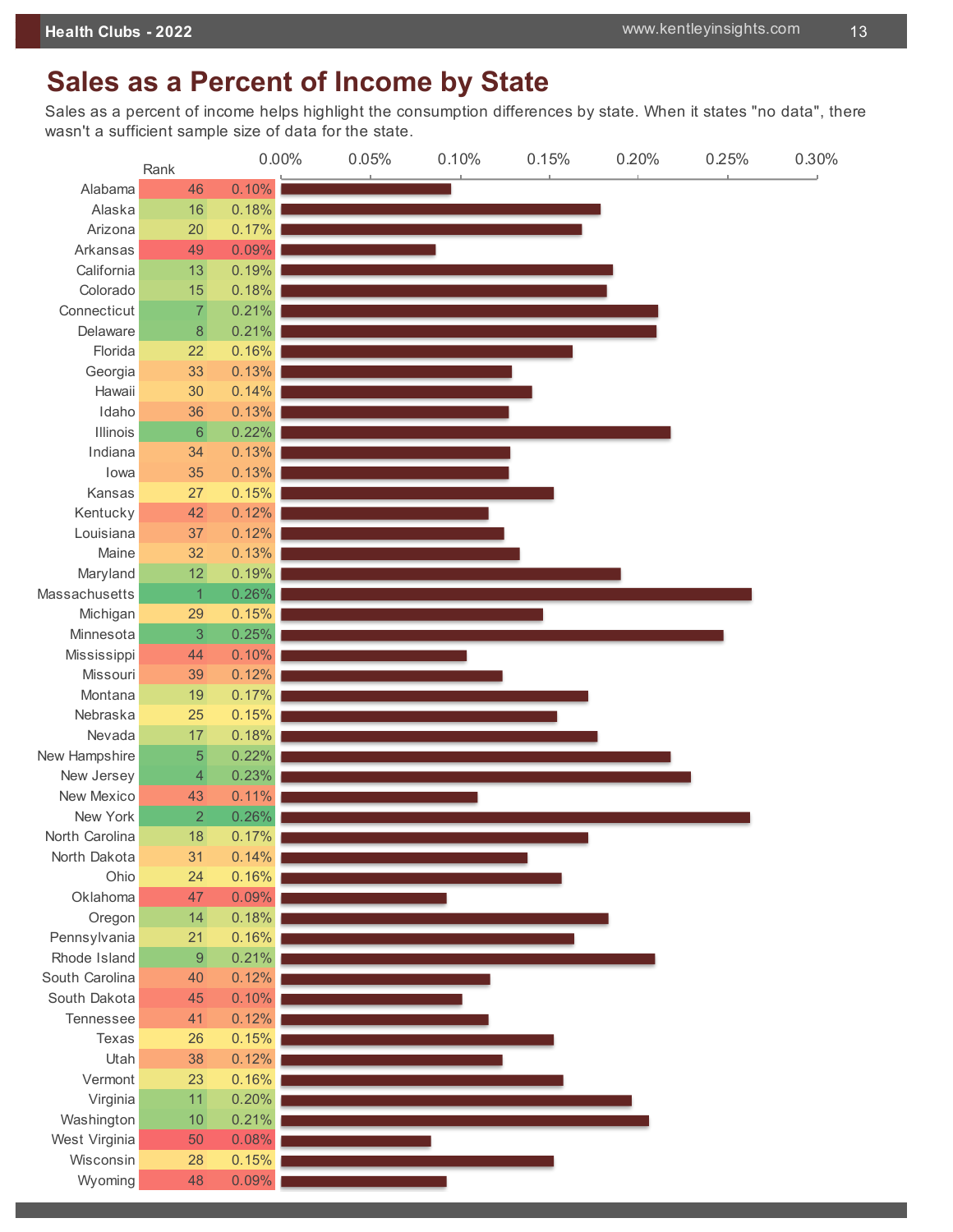# Sales as a Percent of Income by State

Sales as a percent of income helps highlight the consumption differences by state. When it states "no data", there wasn't a sufficient sample size of data for the state.

| State | Rank | Sales as % of Income |
|---|---|---|
| Alabama | 46 | 0.10% |
| Alaska | 16 | 0.18% |
| Arizona | 20 | 0.17% |
| Arkansas | 49 | 0.09% |
| California | 13 | 0.19% |
| Colorado | 15 | 0.18% |
| Connecticut | 7 | 0.21% |
| Delaware | 8 | 0.21% |
| Florida | 22 | 0.16% |
| Georgia | 33 | 0.13% |
| Hawaii | 30 | 0.14% |
| Idaho | 36 | 0.13% |
| Illinois | 6 | 0.22% |
| Indiana | 34 | 0.13% |
| Iowa | 35 | 0.13% |
| Kansas | 27 | 0.15% |
| Kentucky | 42 | 0.12% |
| Louisiana | 37 | 0.12% |
| Maine | 32 | 0.13% |
| Maryland | 12 | 0.19% |
| Massachusetts | 1 | 0.26% |
| Michigan | 29 | 0.15% |
| Minnesota | 3 | 0.25% |
| Mississippi | 44 | 0.10% |
| Missouri | 39 | 0.12% |
| Montana | 19 | 0.17% |
| Nebraska | 25 | 0.15% |
| Nevada | 17 | 0.18% |
| New Hampshire | 5 | 0.22% |
| New Jersey | 4 | 0.23% |
| New Mexico | 43 | 0.11% |
| New York | 2 | 0.26% |
| North Carolina | 18 | 0.17% |
| North Dakota | 31 | 0.14% |
| Ohio | 24 | 0.16% |
| Oklahoma | 47 | 0.09% |
| Oregon | 14 | 0.18% |
| Pennsylvania | 21 | 0.16% |
| Rhode Island | 9 | 0.21% |
| South Carolina | 40 | 0.12% |
| South Dakota | 45 | 0.10% |
| Tennessee | 41 | 0.12% |
| Texas | 26 | 0.15% |
| Utah | 38 | 0.12% |
| Vermont | 23 | 0.16% |
| Virginia | 11 | 0.20% |
| Washington | 10 | 0.21% |
| West Virginia | 50 | 0.08% |
| Wisconsin | 28 | 0.15% |
| Wyoming | 48 | 0.09% |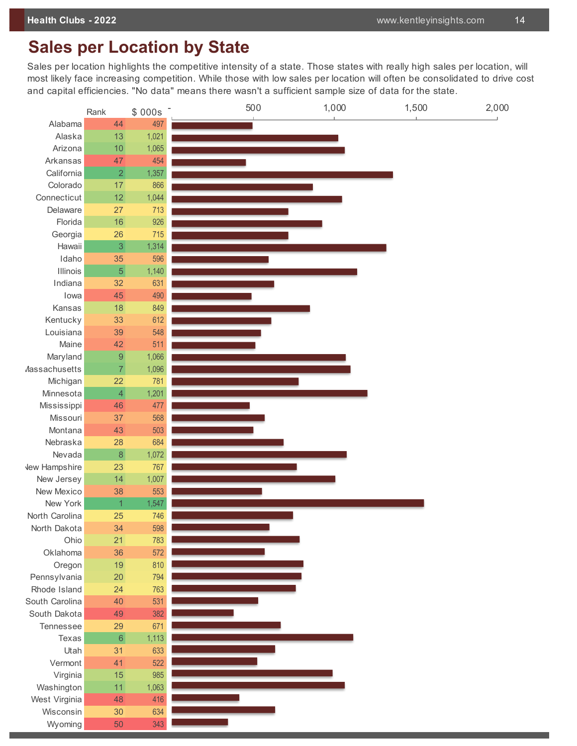# Sales per Location by State

Sales per location highlights the competitive intensity of a state. Those states with really high sales per location, will most likely face increasing competition. While those with low sales per location will often be consolidated to drive cost and capital efficiencies. "No data" means there wasn't a sufficient sample size of data for the state.

| State | Rank | $ 000s |
|---|---|---|
| Alabama | 44 | 497 |
| Alaska | 13 | 1,021 |
| Arizona | 10 | 1,065 |
| Arkansas | 47 | 454 |
| California | 2 | 1,357 |
| Colorado | 17 | 866 |
| Connecticut | 12 | 1,044 |
| Delaware | 27 | 713 |
| Florida | 16 | 926 |
| Georgia | 26 | 715 |
| Hawaii | 3 | 1,314 |
| Idaho | 35 | 596 |
| Illinois | 5 | 1,140 |
| Indiana | 32 | 631 |
| Iowa | 45 | 490 |
| Kansas | 18 | 849 |
| Kentucky | 33 | 612 |
| Louisiana | 39 | 548 |
| Maine | 42 | 511 |
| Maryland | 9 | 1,066 |
| Massachusetts | 7 | 1,096 |
| Michigan | 22 | 781 |
| Minnesota | 4 | 1,201 |
| Mississippi | 46 | 477 |
| Missouri | 37 | 568 |
| Montana | 43 | 503 |
| Nebraska | 28 | 684 |
| Nevada | 8 | 1,072 |
| New Hampshire | 23 | 767 |
| New Jersey | 14 | 1,007 |
| New Mexico | 38 | 553 |
| New York | 1 | 1,547 |
| North Carolina | 25 | 746 |
| North Dakota | 34 | 598 |
| Ohio | 21 | 783 |
| Oklahoma | 36 | 572 |
| Oregon | 19 | 810 |
| Pennsylvania | 20 | 794 |
| Rhode Island | 24 | 763 |
| South Carolina | 40 | 531 |
| South Dakota | 49 | 382 |
| Tennessee | 29 | 671 |
| Texas | 6 | 1,113 |
| Utah | 31 | 633 |
| Vermont | 41 | 522 |
| Virginia | 15 | 985 |
| Washington | 11 | 1,063 |
| West Virginia | 48 | 416 |
| Wisconsin | 30 | 634 |
| Wyoming | 50 | 343 |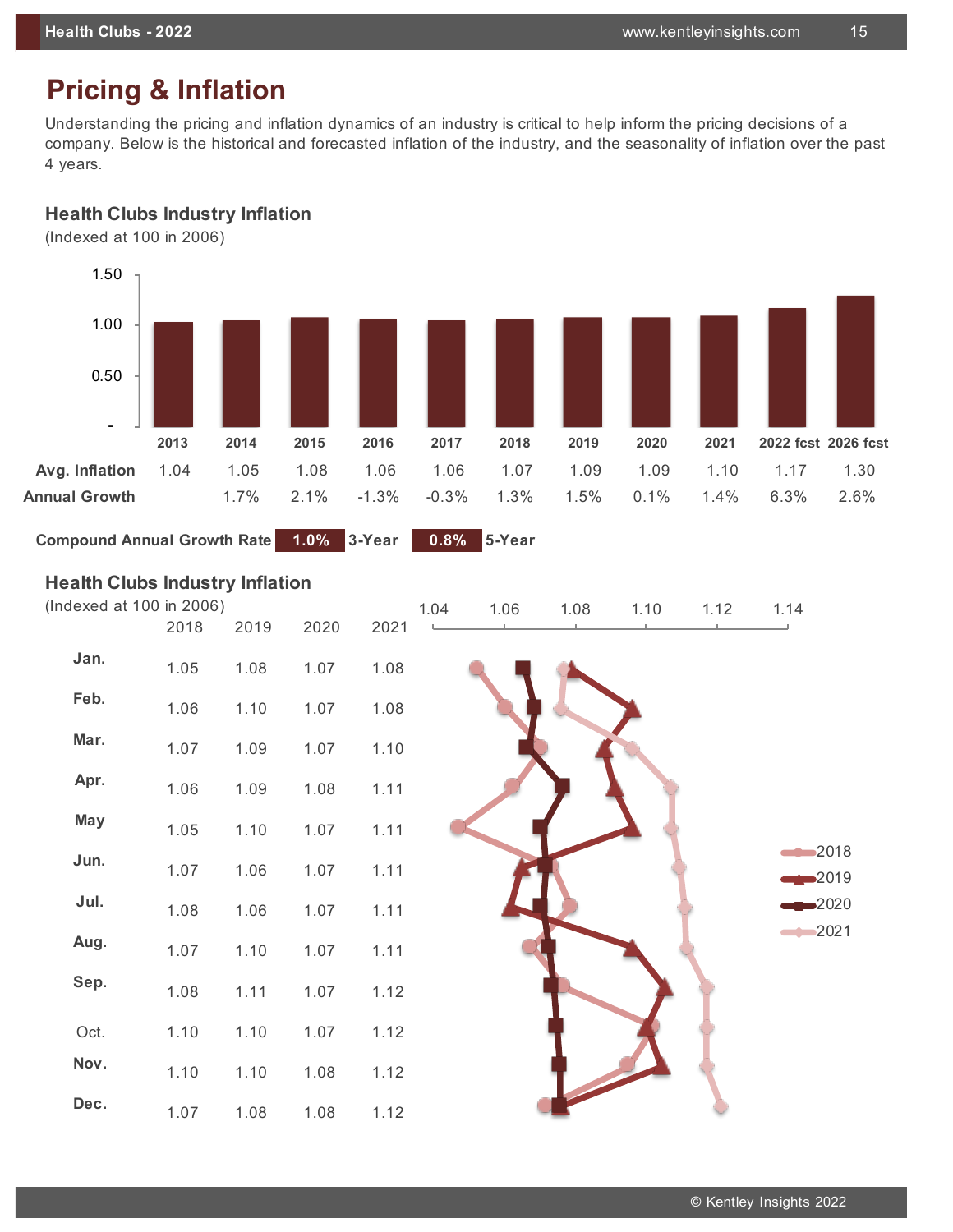# Pricing & Inflation

Understanding the pricing and inflation dynamics of an industry is critical to help inform the pricing decisions of a company. Below is the historical and forecasted inflation of the industry, and the seasonality of inflation over the past 4 years.

## Health Clubs Industry Inflation

(Indexed at 100 in 2006)

| | 2013 | 2014 | 2015 | 2016 | 2017 | 2018 | 2019 | 2020 | 2021 | 2022 fcst | 2026 fcst |
|---|---|---|---|---|---|---|---|---|---|---|---|
| **Avg. Inflation** | 1.04 | 1.05 | 1.08 | 1.06 | 1.06 | 1.07 | 1.09 | 1.09 | 1.10 | 1.17 | 1.30 |
| **Annual Growth** | | 1.7% | 2.1% | -1.3% | -0.3% | 1.3% | 1.5% | 0.1% | 1.4% | 6.3% | 2.6% |

**Compound Annual Growth Rate** 1.0% 3-Year 0.8% 5-Year

## Health Clubs Industry Inflation

(Indexed at 100 in 2006)

| | 2018 | 2019 | 2020 | 2021 |
|---|---|---|---|---|
| **Jan.** | 1.05 | 1.08 | 1.07 | 1.08 |
| **Feb.** | 1.06 | 1.10 | 1.07 | 1.08 |
| **Mar.** | 1.07 | 1.09 | 1.07 | 1.10 |
| **Apr.** | 1.06 | 1.09 | 1.08 | 1.11 |
| **May** | 1.05 | 1.10 | 1.07 | 1.11 |
| **Jun.** | 1.07 | 1.06 | 1.07 | 1.11 |
| **Jul.** | 1.08 | 1.06 | 1.07 | 1.11 |
| **Aug.** | 1.07 | 1.10 | 1.07 | 1.11 |
| **Sep.** | 1.08 | 1.11 | 1.07 | 1.12 |
| **Oct.** | 1.10 | 1.10 | 1.07 | 1.12 |
| **Nov.** | 1.10 | 1.10 | 1.08 | 1.12 |
| **Dec.** | 1.07 | 1.08 | 1.08 | 1.12 |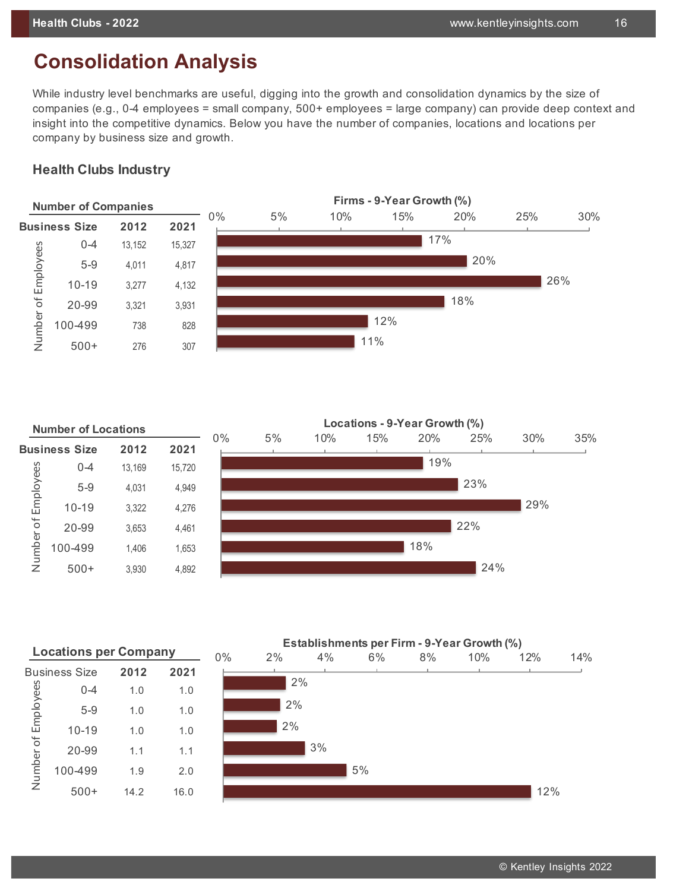# Consolidation Analysis

While industry level benchmarks are useful, digging into the growth and consolidation dynamics by the size of companies (e.g., 0-4 employees = small company, 500+ employees = large company) can provide deep context and insight into the competitive dynamics. Below you have the number of companies, locations and locations per company by business size and growth.

## Health Clubs Industry

### Number of Companies

| Business Size (Number of Employees) | 2012 | 2021 | Firms - 9-Year Growth (%) |
|---|---|---|---|
| 0-4 | 13,152 | 15,327 | 17% |
| 5-9 | 4,011 | 4,817 | 20% |
| 10-19 | 3,277 | 4,132 | 26% |
| 20-99 | 3,321 | 3,931 | 18% |
| 100-499 | 738 | 828 | 12% |
| 500+ | 276 | 307 | 11% |

### Number of Locations

| Business Size (Number of Employees) | 2012 | 2021 | Locations - 9-Year Growth (%) |
|---|---|---|---|
| 0-4 | 13,169 | 15,720 | 19% |
| 5-9 | 4,031 | 4,949 | 23% |
| 10-19 | 3,322 | 4,276 | 29% |
| 20-99 | 3,653 | 4,461 | 22% |
| 100-499 | 1,406 | 1,653 | 18% |
| 500+ | 3,930 | 4,892 | 24% |

### Locations per Company

| Business Size (Number of Employees) | 2012 | 2021 | Establishments per Firm - 9-Year Growth (%) |
|---|---|---|---|
| 0-4 | 1.0 | 1.0 | 2% |
| 5-9 | 1.0 | 1.0 | 2% |
| 10-19 | 1.0 | 1.0 | 2% |
| 20-99 | 1.1 | 1.1 | 3% |
| 100-499 | 1.9 | 2.0 | 5% |
| 500+ | 14.2 | 16.0 | 12% |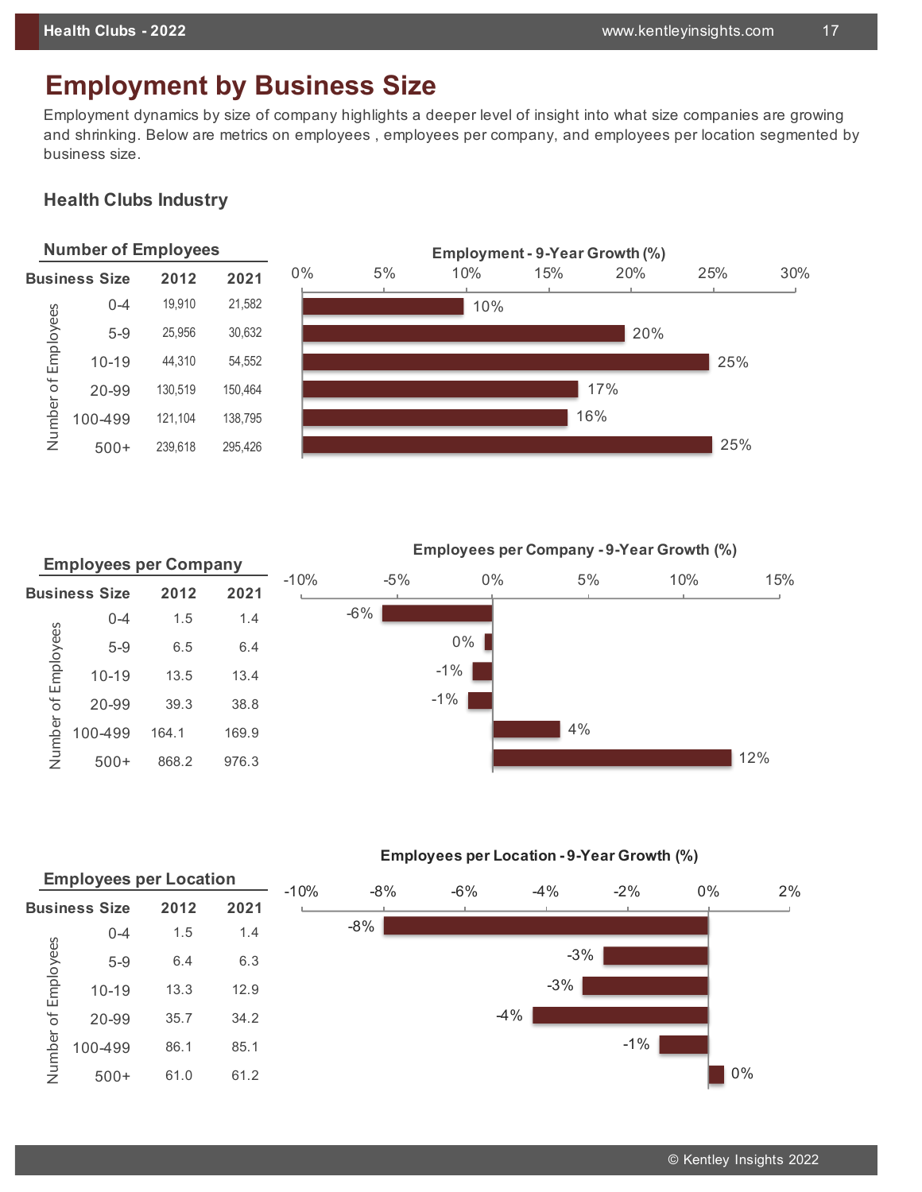# Employment by Business Size

Employment dynamics by size of company highlights a deeper level of insight into what size companies are growing and shrinking. Below are metrics on employees , employees per company, and employees per location segmented by business size.

## Health Clubs Industry

### Number of Employees

| Business Size (Number of Employees) | 2012 | 2021 | Employment - 9-Year Growth (%) |
|---|---|---|---|
| 0-4 | 19,910 | 21,582 | 10% |
| 5-9 | 25,956 | 30,632 | 20% |
| 10-19 | 44,310 | 54,552 | 25% |
| 20-99 | 130,519 | 150,464 | 17% |
| 100-499 | 121,104 | 138,795 | 16% |
| 500+ | 239,618 | 295,426 | 25% |

### Employees per Company

| Business Size (Number of Employees) | 2012 | 2021 | Employees per Company - 9-Year Growth (%) |
|---|---|---|---|
| 0-4 | 1.5 | 1.4 | -6% |
| 5-9 | 6.5 | 6.4 | 0% |
| 10-19 | 13.5 | 13.4 | -1% |
| 20-99 | 39.3 | 38.8 | -1% |
| 100-499 | 164.1 | 169.9 | 4% |
| 500+ | 868.2 | 976.3 | 12% |

### Employees per Location

| Business Size (Number of Employees) | 2012 | 2021 | Employees per Location - 9-Year Growth (%) |
|---|---|---|---|
| 0-4 | 1.5 | 1.4 | -8% |
| 5-9 | 6.4 | 6.3 | -3% |
| 10-19 | 13.3 | 12.9 | -3% |
| 20-99 | 35.7 | 34.2 | -4% |
| 100-499 | 86.1 | 85.1 | -1% |
| 500+ | 61.0 | 61.2 | 0% |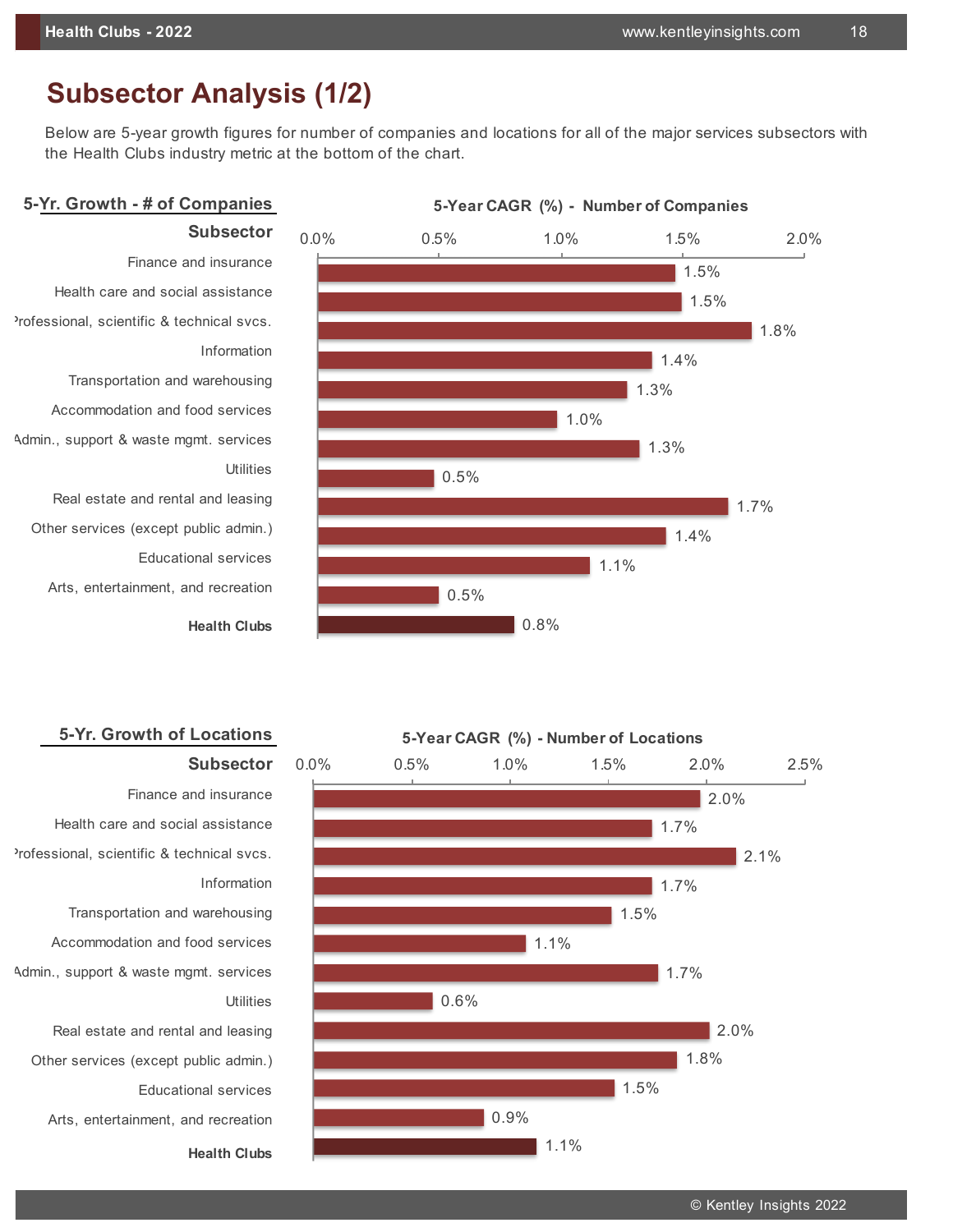# Subsector Analysis (1/2)

Below are 5-year growth figures for number of companies and locations for all of the major services subsectors with the Health Clubs industry metric at the bottom of the chart.

## 5-Yr. Growth - # of Companies

**5-Year CAGR (%) - Number of Companies**

| Subsector | 5-Year CAGR (%) |
|---|---|
| Finance and insurance | 1.5% |
| Health care and social assistance | 1.5% |
| Professional, scientific & technical svcs. | 1.8% |
| Information | 1.4% |
| Transportation and warehousing | 1.3% |
| Accommodation and food services | 1.0% |
| Admin., support & waste mgmt. services | 1.3% |
| Utilities | 0.5% |
| Real estate and rental and leasing | 1.7% |
| Other services (except public admin.) | 1.4% |
| Educational services | 1.1% |
| Arts, entertainment, and recreation | 0.5% |
| **Health Clubs** | 0.8% |

## 5-Yr. Growth of Locations

**5-Year CAGR (%) - Number of Locations**

| Subsector | 5-Year CAGR (%) |
|---|---|
| Finance and insurance | 2.0% |
| Health care and social assistance | 1.7% |
| Professional, scientific & technical svcs. | 2.1% |
| Information | 1.7% |
| Transportation and warehousing | 1.5% |
| Accommodation and food services | 1.1% |
| Admin., support & waste mgmt. services | 1.7% |
| Utilities | 0.6% |
| Real estate and rental and leasing | 2.0% |
| Other services (except public admin.) | 1.8% |
| Educational services | 1.5% |
| Arts, entertainment, and recreation | 0.9% |
| **Health Clubs** | 1.1% |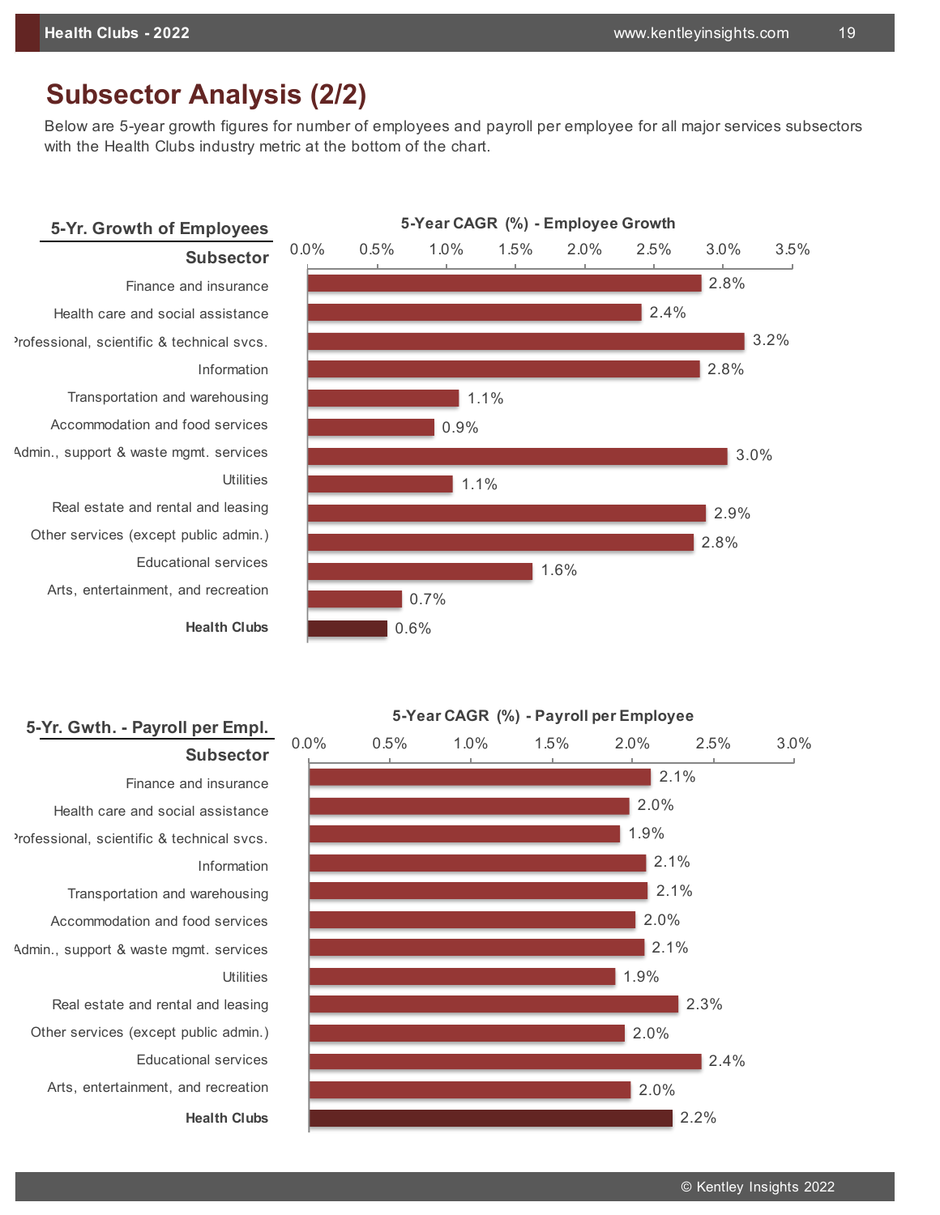## Subsector Analysis (2/2)

Below are 5-year growth figures for number of employees and payroll per employee for all major services subsectors with the Health Clubs industry metric at the bottom of the chart.

### 5-Yr. Growth of Employees

**5-Year CAGR (%) - Employee Growth**

| Subsector | 5-Year CAGR (%) |
|---|---|
| Finance and insurance | 2.8% |
| Health care and social assistance | 2.4% |
| Professional, scientific & technical svcs. | 3.2% |
| Information | 2.8% |
| Transportation and warehousing | 1.1% |
| Accommodation and food services | 0.9% |
| Admin., support & waste mgmt. services | 3.0% |
| Utilities | 1.1% |
| Real estate and rental and leasing | 2.9% |
| Other services (except public admin.) | 2.8% |
| Educational services | 1.6% |
| Arts, entertainment, and recreation | 0.7% |
| **Health Clubs** | 0.6% |

### 5-Yr. Gwth. - Payroll per Empl.

**5-Year CAGR (%) - Payroll per Employee**

| Subsector | 5-Year CAGR (%) |
|---|---|
| Finance and insurance | 2.1% |
| Health care and social assistance | 2.0% |
| Professional, scientific & technical svcs. | 1.9% |
| Information | 2.1% |
| Transportation and warehousing | 2.1% |
| Accommodation and food services | 2.0% |
| Admin., support & waste mgmt. services | 2.1% |
| Utilities | 1.9% |
| Real estate and rental and leasing | 2.3% |
| Other services (except public admin.) | 2.0% |
| Educational services | 2.4% |
| Arts, entertainment, and recreation | 2.0% |
| **Health Clubs** | 2.2% |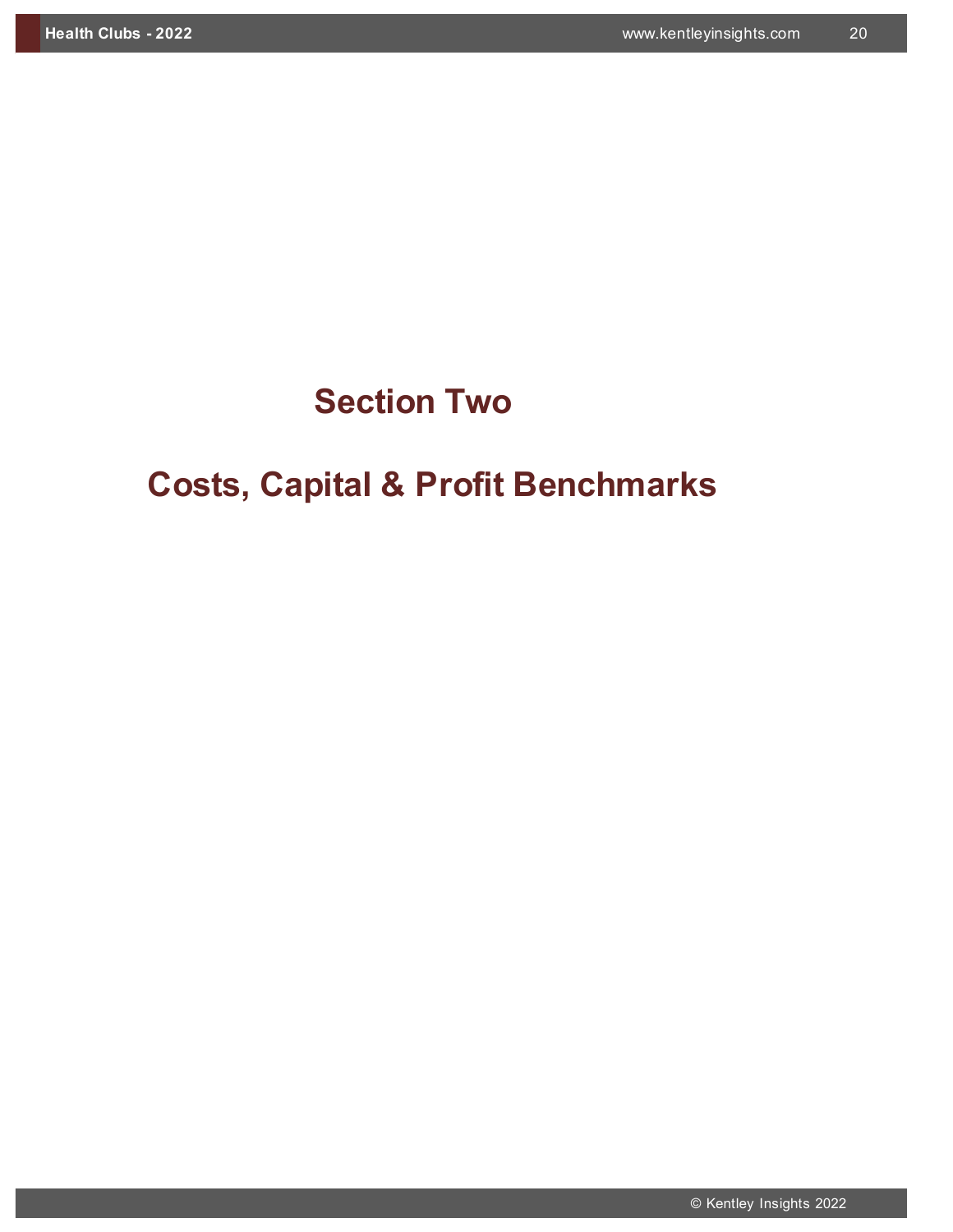# Section Two

# Costs, Capital & Profit Benchmarks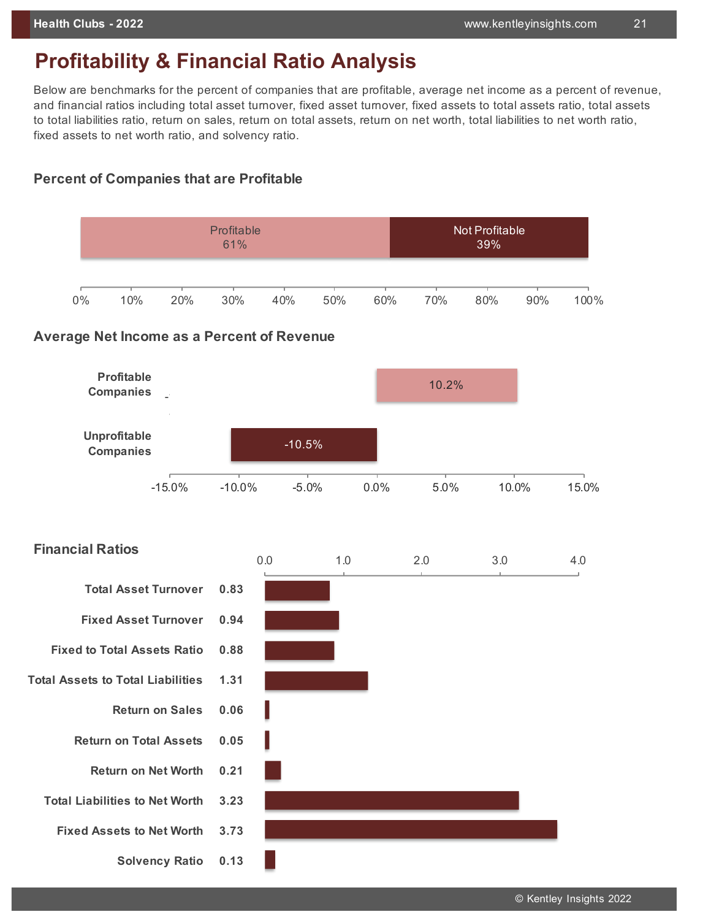# Profitability & Financial Ratio Analysis

Below are benchmarks for the percent of companies that are profitable, average net income as a percent of revenue, and financial ratios including total asset turnover, fixed asset turnover, fixed assets to total assets ratio, total assets to total liabilities ratio, return on sales, return on total assets, return on net worth, total liabilities to net worth ratio, fixed assets to net worth ratio, and solvency ratio.

## Percent of Companies that are Profitable

| Profitable | Not Profitable |
|---|---|
| 61% | 39% |

## Average Net Income as a Percent of Revenue

| | Average Net Income as a Percent of Revenue |
|---|---|
| Profitable Companies | 10.2% |
| Unprofitable Companies | -10.5% |

## Financial Ratios

| Ratio | Value |
|---|---|
| Total Asset Turnover | 0.83 |
| Fixed Asset Turnover | 0.94 |
| Fixed to Total Assets Ratio | 0.88 |
| Total Assets to Total Liabilities | 1.31 |
| Return on Sales | 0.06 |
| Return on Total Assets | 0.05 |
| Return on Net Worth | 0.21 |
| Total Liabilities to Net Worth | 3.23 |
| Fixed Assets to Net Worth | 3.73 |
| Solvency Ratio | 0.13 |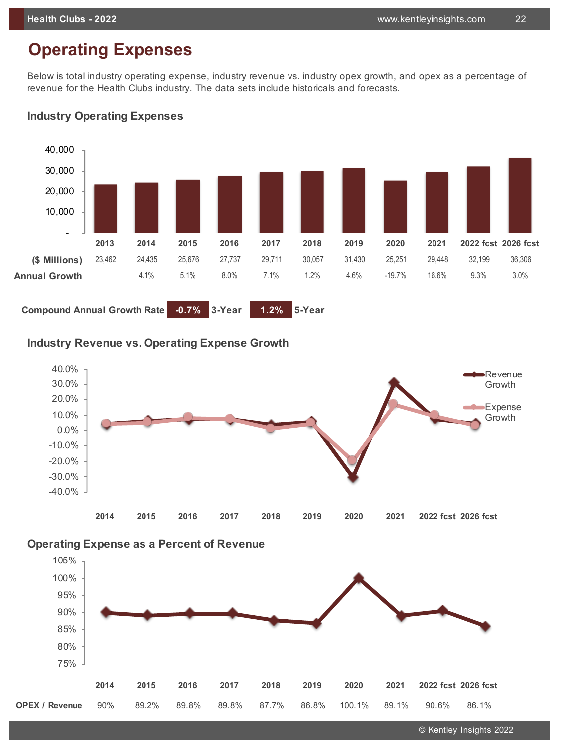# Operating Expenses

Below is total industry operating expense, industry revenue vs. industry opex growth, and opex as a percentage of revenue for the Health Clubs industry. The data sets include historicals and forecasts.

## Industry Operating Expenses

| | 2013 | 2014 | 2015 | 2016 | 2017 | 2018 | 2019 | 2020 | 2021 | 2022 fcst | 2026 fcst |
|---|---|---|---|---|---|---|---|---|---|---|---|
| ($ Millions) | 23,462 | 24,435 | 25,676 | 27,737 | 29,711 | 30,057 | 31,430 | 25,251 | 29,448 | 32,199 | 36,306 |
| Annual Growth | | 4.1% | 5.1% | 8.0% | 7.1% | 1.2% | 4.6% | -19.7% | 16.6% | 9.3% | 3.0% |

**Compound Annual Growth Rate** -0.7% 3-Year | 1.2% 5-Year

## Industry Revenue vs. Operating Expense Growth

## Operating Expense as a Percent of Revenue

| | 2014 | 2015 | 2016 | 2017 | 2018 | 2019 | 2020 | 2021 | 2022 fcst | 2026 fcst |
|---|---|---|---|---|---|---|---|---|---|---|
| OPEX / Revenue | 90% | 89.2% | 89.8% | 89.8% | 87.7% | 86.8% | 100.1% | 89.1% | 90.6% | 86.1% |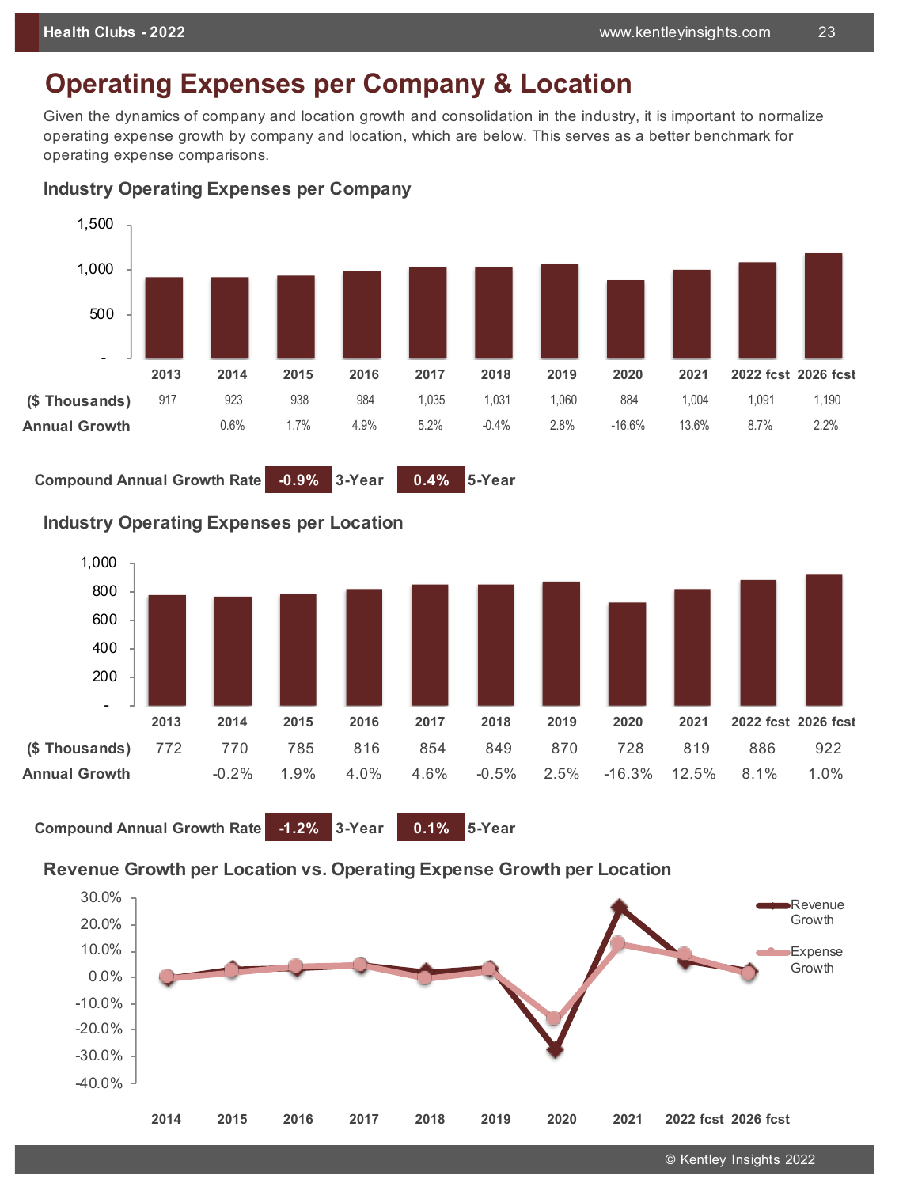# Operating Expenses per Company & Location

Given the dynamics of company and location growth and consolidation in the industry, it is important to normalize operating expense growth by company and location, which are below. This serves as a better benchmark for operating expense comparisons.

## Industry Operating Expenses per Company

| | 2013 | 2014 | 2015 | 2016 | 2017 | 2018 | 2019 | 2020 | 2021 | 2022 fcst | 2026 fcst |
|---|---|---|---|---|---|---|---|---|---|---|---|
| ($ Thousands) | 917 | 923 | 938 | 984 | 1,035 | 1,031 | 1,060 | 884 | 1,004 | 1,091 | 1,190 |
| Annual Growth | | 0.6% | 1.7% | 4.9% | 5.2% | -0.4% | 2.8% | -16.6% | 13.6% | 8.7% | 2.2% |

Compound Annual Growth Rate: -0.9% 3-Year; 0.4% 5-Year

## Industry Operating Expenses per Location

| | 2013 | 2014 | 2015 | 2016 | 2017 | 2018 | 2019 | 2020 | 2021 | 2022 fcst | 2026 fcst |
|---|---|---|---|---|---|---|---|---|---|---|---|
| ($ Thousands) | 772 | 770 | 785 | 816 | 854 | 849 | 870 | 728 | 819 | 886 | 922 |
| Annual Growth | | -0.2% | 1.9% | 4.0% | 4.6% | -0.5% | 2.5% | -16.3% | 12.5% | 8.1% | 1.0% |

Compound Annual Growth Rate: -1.2% 3-Year; 0.1% 5-Year

## Revenue Growth per Location vs. Operating Expense Growth per Location

(Chart: Revenue Growth vs. Expense Growth, 2014–2026 fcst)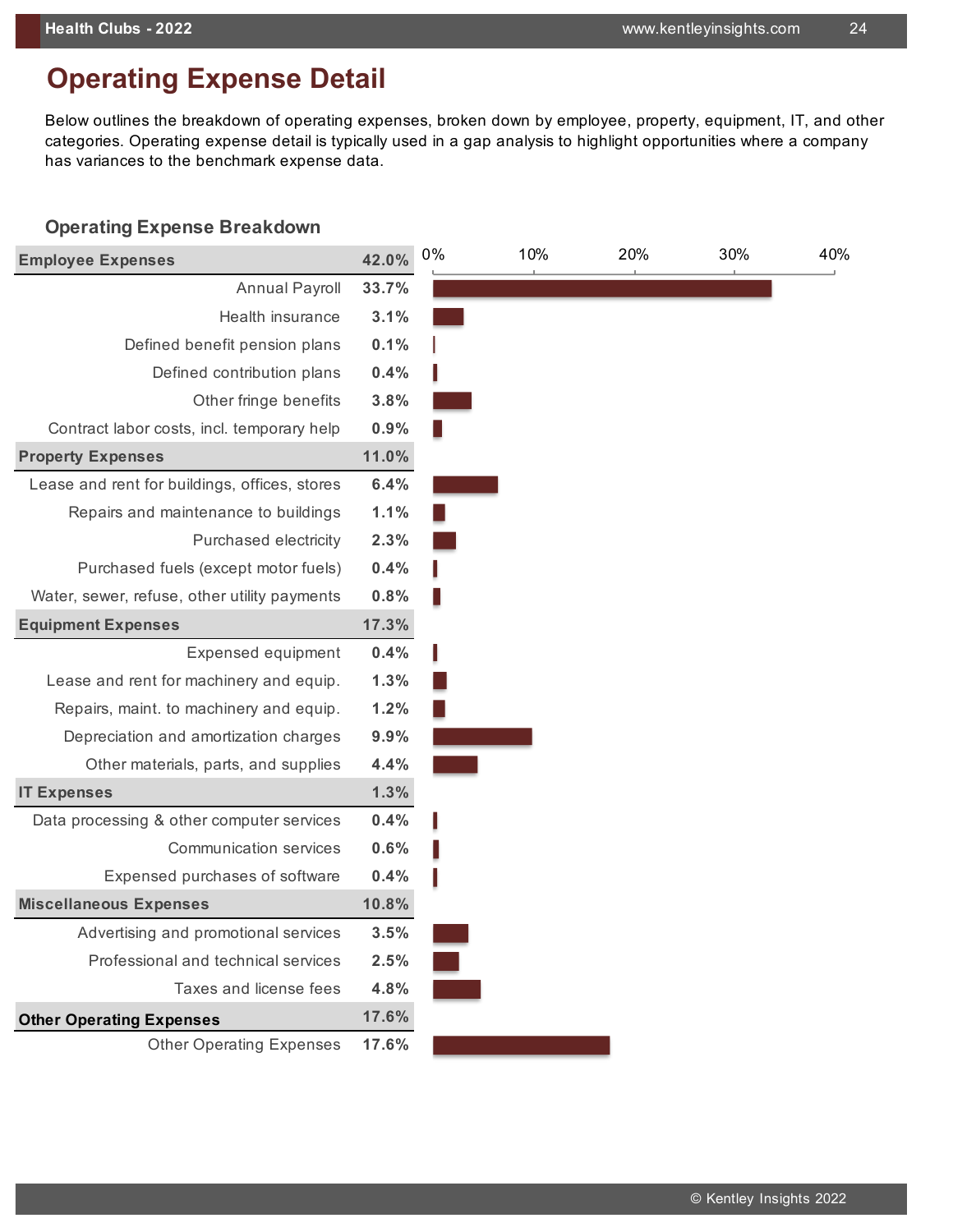## Operating Expense Detail

Below outlines the breakdown of operating expenses, broken down by employee, property, equipment, IT, and other categories. Operating expense detail is typically used in a gap analysis to highlight opportunities where a company has variances to the benchmark expense data.

### Operating Expense Breakdown

| Category | % |
|---|---|
| **Employee Expenses** | **42.0%** |
| Annual Payroll | 33.7% |
| Health insurance | 3.1% |
| Defined benefit pension plans | 0.1% |
| Defined contribution plans | 0.4% |
| Other fringe benefits | 3.8% |
| Contract labor costs, incl. temporary help | 0.9% |
| **Property Expenses** | **11.0%** |
| Lease and rent for buildings, offices, stores | 6.4% |
| Repairs and maintenance to buildings | 1.1% |
| Purchased electricity | 2.3% |
| Purchased fuels (except motor fuels) | 0.4% |
| Water, sewer, refuse, other utility payments | 0.8% |
| **Equipment Expenses** | **17.3%** |
| Expensed equipment | 0.4% |
| Lease and rent for machinery and equip. | 1.3% |
| Repairs, maint. to machinery and equip. | 1.2% |
| Depreciation and amortization charges | 9.9% |
| Other materials, parts, and supplies | 4.4% |
| **IT Expenses** | **1.3%** |
| Data processing & other computer services | 0.4% |
| Communication services | 0.6% |
| Expensed purchases of software | 0.4% |
| **Miscellaneous Expenses** | **10.8%** |
| Advertising and promotional services | 3.5% |
| Professional and technical services | 2.5% |
| Taxes and license fees | 4.8% |
| **Other Operating Expenses** | **17.6%** |
| Other Operating Expenses | 17.6% |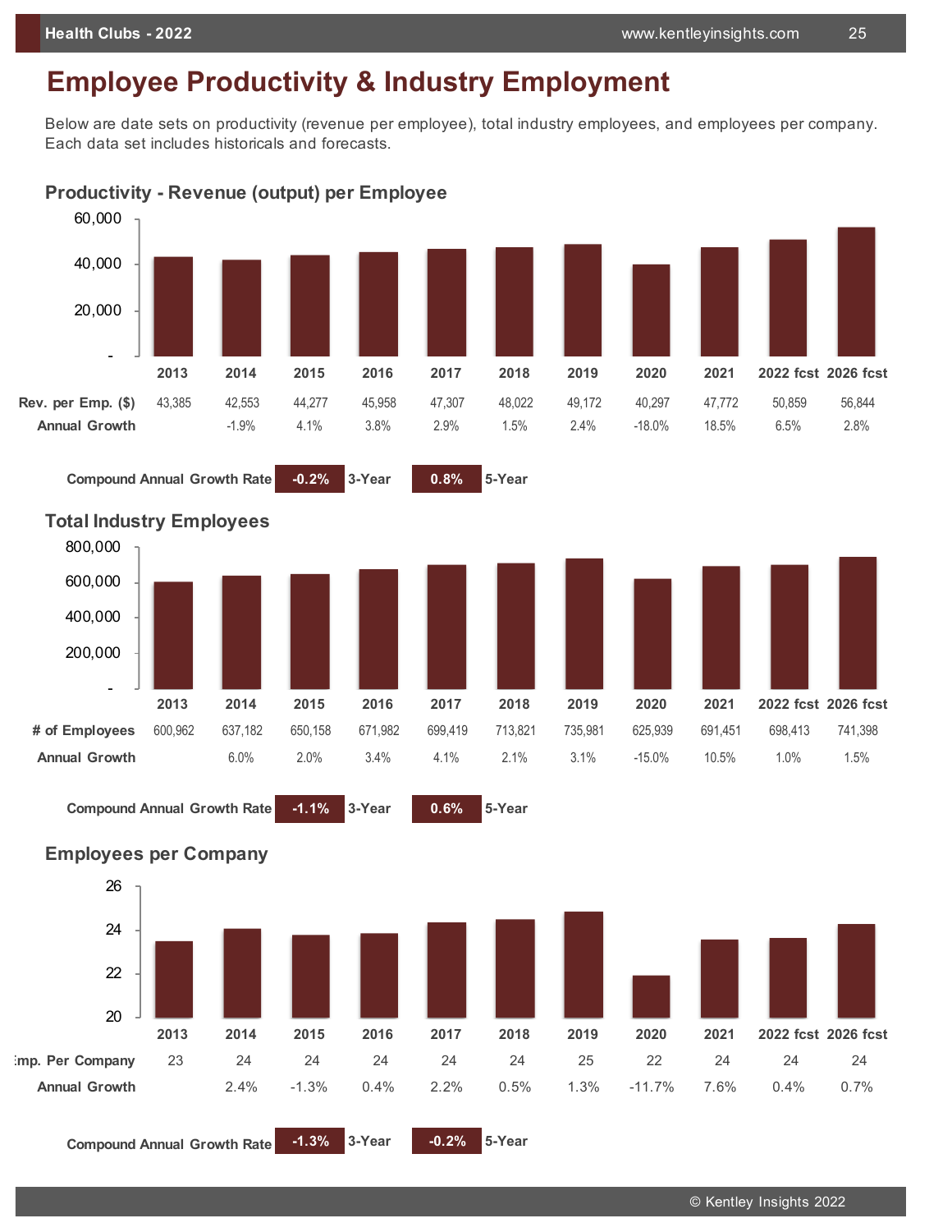# Employee Productivity & Industry Employment

Below are date sets on productivity (revenue per employee), total industry employees, and employees per company. Each data set includes historicals and forecasts.

## Productivity - Revenue (output) per Employee

| | 2013 | 2014 | 2015 | 2016 | 2017 | 2018 | 2019 | 2020 | 2021 | 2022 fcst | 2026 fcst |
|---|---|---|---|---|---|---|---|---|---|---|---|
| Rev. per Emp. ($) | 43,385 | 42,553 | 44,277 | 45,958 | 47,307 | 48,022 | 49,172 | 40,297 | 47,772 | 50,859 | 56,844 |
| Annual Growth | | -1.9% | 4.1% | 3.8% | 2.9% | 1.5% | 2.4% | -18.0% | 18.5% | 6.5% | 2.8% |

**Compound Annual Growth Rate** -0.2% 3-Year | 0.8% 5-Year

## Total Industry Employees

| | 2013 | 2014 | 2015 | 2016 | 2017 | 2018 | 2019 | 2020 | 2021 | 2022 fcst | 2026 fcst |
|---|---|---|---|---|---|---|---|---|---|---|---|
| # of Employees | 600,962 | 637,182 | 650,158 | 671,982 | 699,419 | 713,821 | 735,981 | 625,939 | 691,451 | 698,413 | 741,398 |
| Annual Growth | | 6.0% | 2.0% | 3.4% | 4.1% | 2.1% | 3.1% | -15.0% | 10.5% | 1.0% | 1.5% |

**Compound Annual Growth Rate** -1.1% 3-Year | 0.6% 5-Year

## Employees per Company

| | 2013 | 2014 | 2015 | 2016 | 2017 | 2018 | 2019 | 2020 | 2021 | 2022 fcst | 2026 fcst |
|---|---|---|---|---|---|---|---|---|---|---|---|
| Emp. Per Company | 23 | 24 | 24 | 24 | 24 | 24 | 25 | 22 | 24 | 24 | 24 |
| Annual Growth | | 2.4% | -1.3% | 0.4% | 2.2% | 0.5% | 1.3% | -11.7% | 7.6% | 0.4% | 0.7% |

**Compound Annual Growth Rate** -1.3% 3-Year | -0.2% 5-Year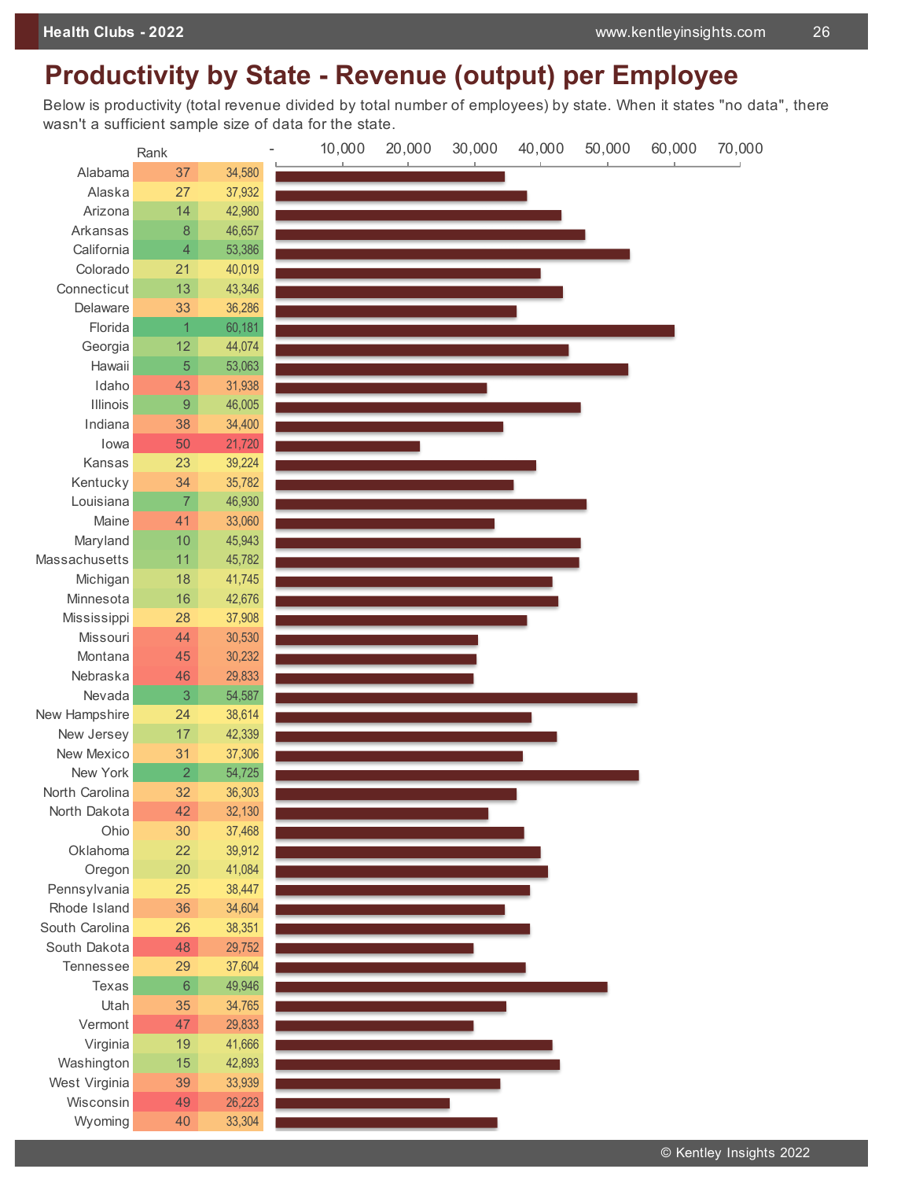# Productivity by State - Revenue (output) per Employee

Below is productivity (total revenue divided by total number of employees) by state. When it states "no data", there wasn't a sufficient sample size of data for the state.

| State | Rank | Revenue per Employee |
|---|---|---|
| Alabama | 37 | 34,580 |
| Alaska | 27 | 37,932 |
| Arizona | 14 | 42,980 |
| Arkansas | 8 | 46,657 |
| California | 4 | 53,386 |
| Colorado | 21 | 40,019 |
| Connecticut | 13 | 43,346 |
| Delaware | 33 | 36,286 |
| Florida | 1 | 60,181 |
| Georgia | 12 | 44,074 |
| Hawaii | 5 | 53,063 |
| Idaho | 43 | 31,938 |
| Illinois | 9 | 46,005 |
| Indiana | 38 | 34,400 |
| Iowa | 50 | 21,720 |
| Kansas | 23 | 39,224 |
| Kentucky | 34 | 35,782 |
| Louisiana | 7 | 46,930 |
| Maine | 41 | 33,060 |
| Maryland | 10 | 45,943 |
| Massachusetts | 11 | 45,782 |
| Michigan | 18 | 41,745 |
| Minnesota | 16 | 42,676 |
| Mississippi | 28 | 37,908 |
| Missouri | 44 | 30,530 |
| Montana | 45 | 30,232 |
| Nebraska | 46 | 29,833 |
| Nevada | 3 | 54,587 |
| New Hampshire | 24 | 38,614 |
| New Jersey | 17 | 42,339 |
| New Mexico | 31 | 37,306 |
| New York | 2 | 54,725 |
| North Carolina | 32 | 36,303 |
| North Dakota | 42 | 32,130 |
| Ohio | 30 | 37,468 |
| Oklahoma | 22 | 39,912 |
| Oregon | 20 | 41,084 |
| Pennsylvania | 25 | 38,447 |
| Rhode Island | 36 | 34,604 |
| South Carolina | 26 | 38,351 |
| South Dakota | 48 | 29,752 |
| Tennessee | 29 | 37,604 |
| Texas | 6 | 49,946 |
| Utah | 35 | 34,765 |
| Vermont | 47 | 29,833 |
| Virginia | 19 | 41,666 |
| Washington | 15 | 42,893 |
| West Virginia | 39 | 33,939 |
| Wisconsin | 49 | 26,223 |
| Wyoming | 40 | 33,304 |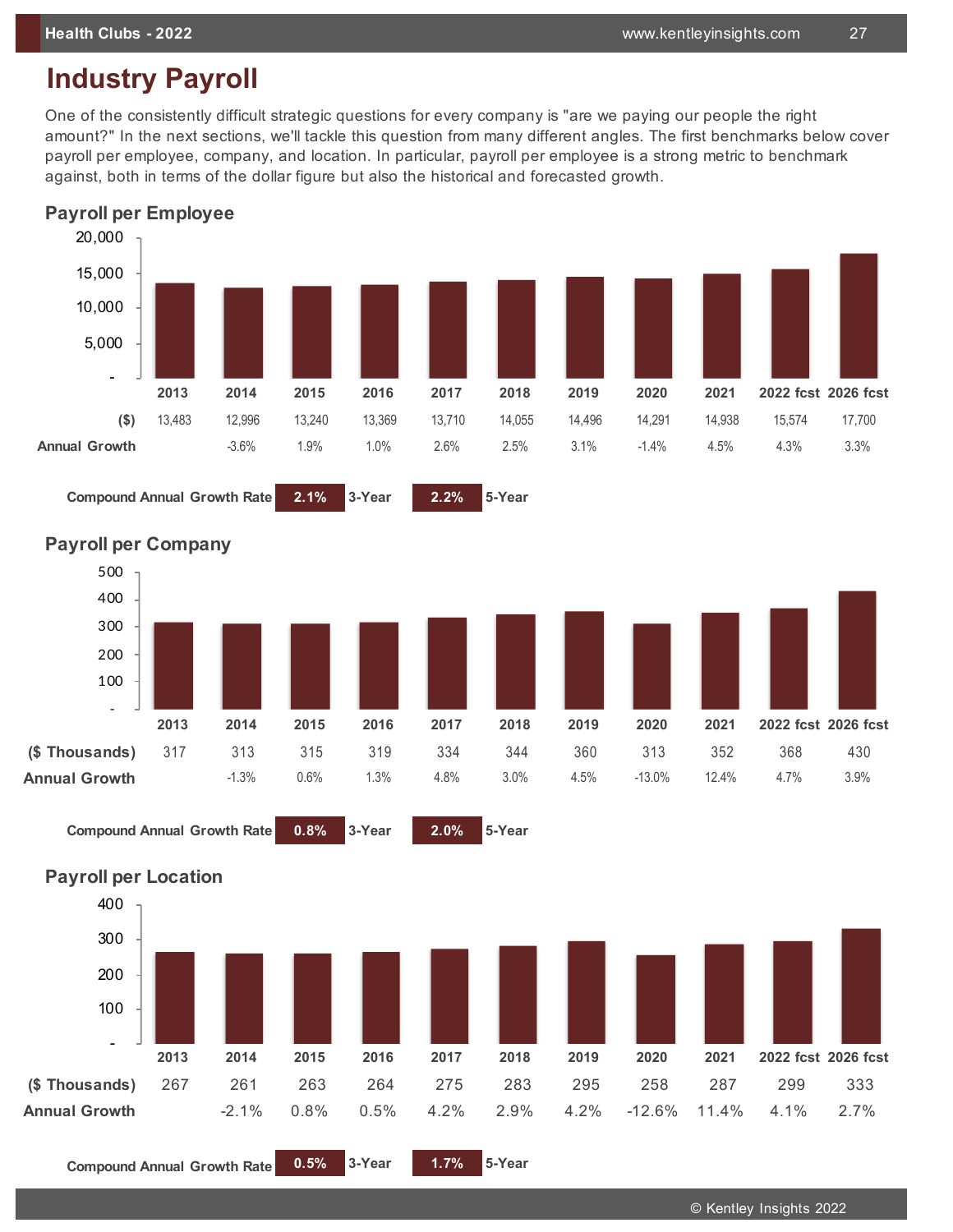# Industry Payroll

One of the consistently difficult strategic questions for every company is "are we paying our people the right amount?" In the next sections, we'll tackle this question from many different angles. The first benchmarks below cover payroll per employee, company, and location. In particular, payroll per employee is a strong metric to benchmark against, both in terms of the dollar figure but also the historical and forecasted growth.

## Payroll per Employee

| | 2013 | 2014 | 2015 | 2016 | 2017 | 2018 | 2019 | 2020 | 2021 | 2022 fcst | 2026 fcst |
|---|---|---|---|---|---|---|---|---|---|---|---|
| ($) | 13,483 | 12,996 | 13,240 | 13,369 | 13,710 | 14,055 | 14,496 | 14,291 | 14,938 | 15,574 | 17,700 |
| Annual Growth | | -3.6% | 1.9% | 1.0% | 2.6% | 2.5% | 3.1% | -1.4% | 4.5% | 4.3% | 3.3% |

Compound Annual Growth Rate: **2.1%** 3-Year, **2.2%** 5-Year

## Payroll per Company

| | 2013 | 2014 | 2015 | 2016 | 2017 | 2018 | 2019 | 2020 | 2021 | 2022 fcst | 2026 fcst |
|---|---|---|---|---|---|---|---|---|---|---|---|
| ($ Thousands) | 317 | 313 | 315 | 319 | 334 | 344 | 360 | 313 | 352 | 368 | 430 |
| Annual Growth | | -1.3% | 0.6% | 1.3% | 4.8% | 3.0% | 4.5% | -13.0% | 12.4% | 4.7% | 3.9% |

Compound Annual Growth Rate: **0.8%** 3-Year, **2.0%** 5-Year

## Payroll per Location

| | 2013 | 2014 | 2015 | 2016 | 2017 | 2018 | 2019 | 2020 | 2021 | 2022 fcst | 2026 fcst |
|---|---|---|---|---|---|---|---|---|---|---|---|
| ($ Thousands) | 267 | 261 | 263 | 264 | 275 | 283 | 295 | 258 | 287 | 299 | 333 |
| Annual Growth | | -2.1% | 0.8% | 0.5% | 4.2% | 2.9% | 4.2% | -12.6% | 11.4% | 4.1% | 2.7% |

Compound Annual Growth Rate: **0.5%** 3-Year, **1.7%** 5-Year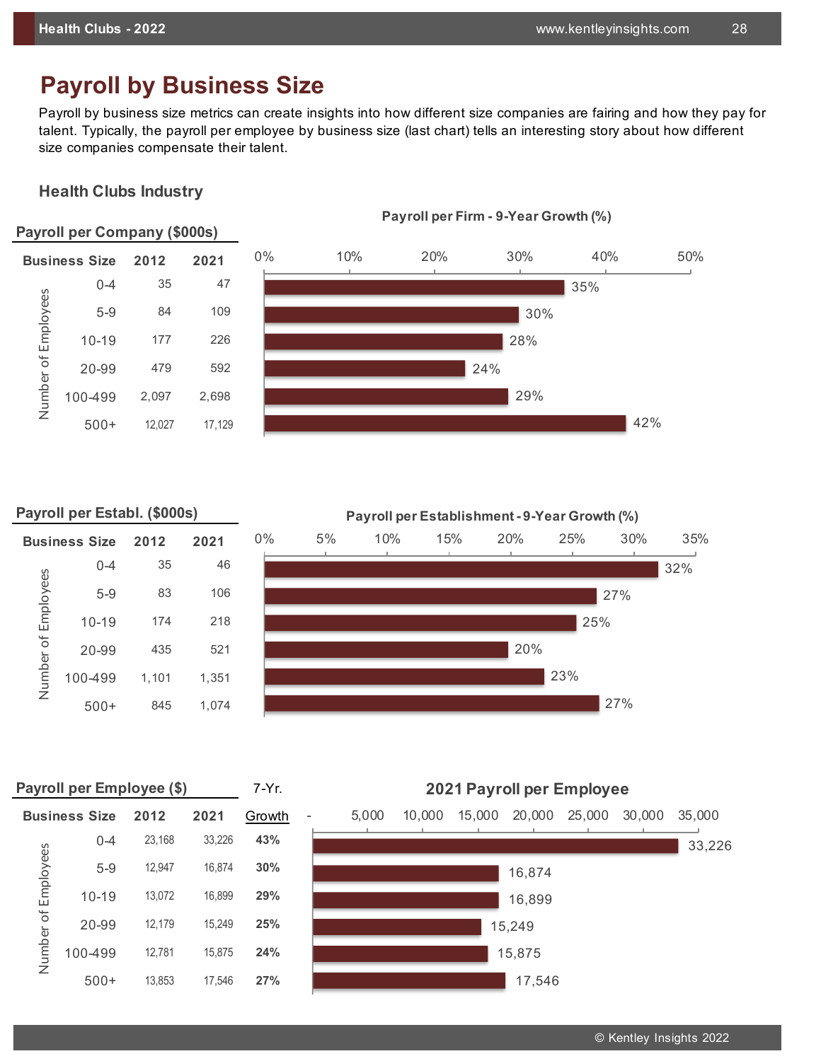# Payroll by Business Size

Payroll by business size metrics can create insights into how different size companies are fairing and how they pay for talent. Typically, the payroll per employee by business size (last chart) tells an interesting story about how different size companies compensate their talent.

### Health Clubs Industry

**Payroll per Company ($000s)**

| Business Size (Number of Employees) | 2012 | 2021 | Payroll per Firm - 9-Year Growth (%) |
|---|---|---|---|
| 0-4 | 35 | 47 | 35% |
| 5-9 | 84 | 109 | 30% |
| 10-19 | 177 | 226 | 28% |
| 20-99 | 479 | 592 | 24% |
| 100-499 | 2,097 | 2,698 | 29% |
| 500+ | 12,027 | 17,129 | 42% |

**Payroll per Establ. ($000s)**

| Business Size (Number of Employees) | 2012 | 2021 | Payroll per Establishment - 9-Year Growth (%) |
|---|---|---|---|
| 0-4 | 35 | 46 | 32% |
| 5-9 | 83 | 106 | 27% |
| 10-19 | 174 | 218 | 25% |
| 20-99 | 435 | 521 | 20% |
| 100-499 | 1,101 | 1,351 | 23% |
| 500+ | 845 | 1,074 | 27% |

**Payroll per Employee ($)**

| Business Size (Number of Employees) | 2012 | 2021 | 7-Yr. Growth | 2021 Payroll per Employee |
|---|---|---|---|---|
| 0-4 | 23,168 | 33,226 | **43%** | 33,226 |
| 5-9 | 12,947 | 16,874 | **30%** | 16,874 |
| 10-19 | 13,072 | 16,899 | **29%** | 16,899 |
| 20-99 | 12,179 | 15,249 | **25%** | 15,249 |
| 100-499 | 12,781 | 15,875 | **24%** | 15,875 |
| 500+ | 13,853 | 17,546 | **27%** | 17,546 |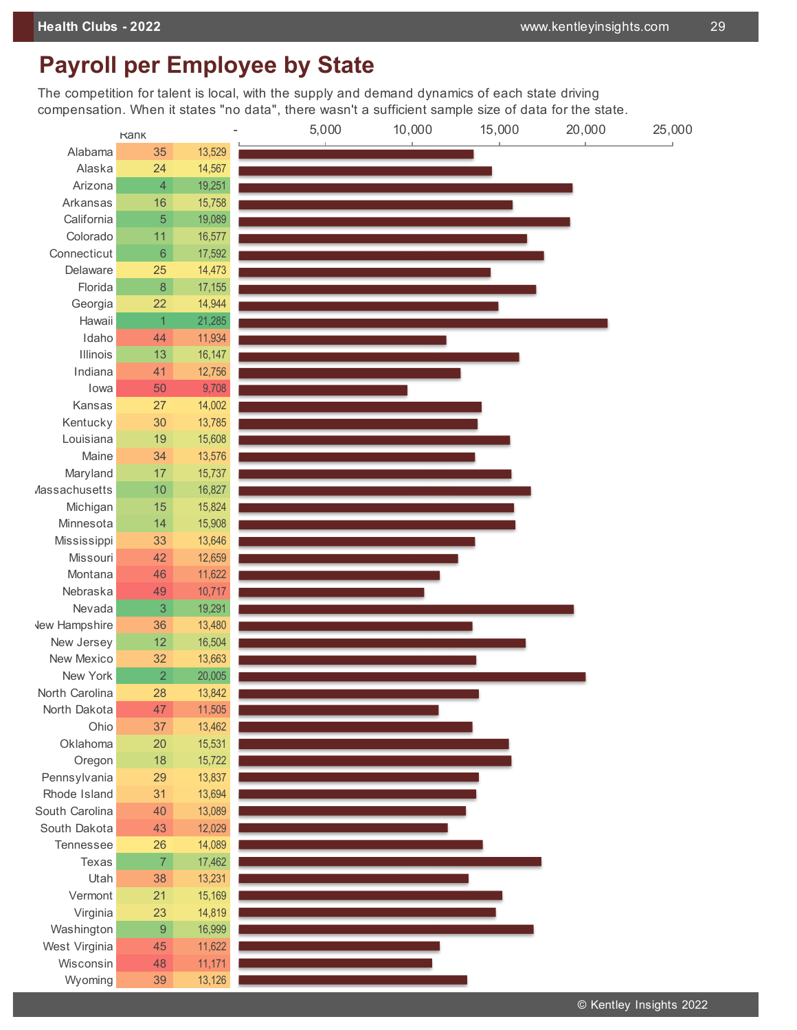# Payroll per Employee by State

The competition for talent is local, with the supply and demand dynamics of each state driving compensation. When it states "no data", there wasn't a sufficient sample size of data for the state.

| State | Rank | Payroll per Employee |
|---|---|---|
| Alabama | 35 | 13,529 |
| Alaska | 24 | 14,567 |
| Arizona | 4 | 19,251 |
| Arkansas | 16 | 15,758 |
| California | 5 | 19,089 |
| Colorado | 11 | 16,577 |
| Connecticut | 6 | 17,592 |
| Delaware | 25 | 14,473 |
| Florida | 8 | 17,155 |
| Georgia | 22 | 14,944 |
| Hawaii | 1 | 21,285 |
| Idaho | 44 | 11,934 |
| Illinois | 13 | 16,147 |
| Indiana | 41 | 12,756 |
| Iowa | 50 | 9,708 |
| Kansas | 27 | 14,002 |
| Kentucky | 30 | 13,785 |
| Louisiana | 19 | 15,608 |
| Maine | 34 | 13,576 |
| Maryland | 17 | 15,737 |
| Massachusetts | 10 | 16,827 |
| Michigan | 15 | 15,824 |
| Minnesota | 14 | 15,908 |
| Mississippi | 33 | 13,646 |
| Missouri | 42 | 12,659 |
| Montana | 46 | 11,622 |
| Nebraska | 49 | 10,717 |
| Nevada | 3 | 19,291 |
| New Hampshire | 36 | 13,480 |
| New Jersey | 12 | 16,504 |
| New Mexico | 32 | 13,663 |
| New York | 2 | 20,005 |
| North Carolina | 28 | 13,842 |
| North Dakota | 47 | 11,505 |
| Ohio | 37 | 13,462 |
| Oklahoma | 20 | 15,531 |
| Oregon | 18 | 15,722 |
| Pennsylvania | 29 | 13,837 |
| Rhode Island | 31 | 13,694 |
| South Carolina | 40 | 13,089 |
| South Dakota | 43 | 12,029 |
| Tennessee | 26 | 14,089 |
| Texas | 7 | 17,462 |
| Utah | 38 | 13,231 |
| Vermont | 21 | 15,169 |
| Virginia | 23 | 14,819 |
| Washington | 9 | 16,999 |
| West Virginia | 45 | 11,622 |
| Wisconsin | 48 | 11,171 |
| Wyoming | 39 | 13,126 |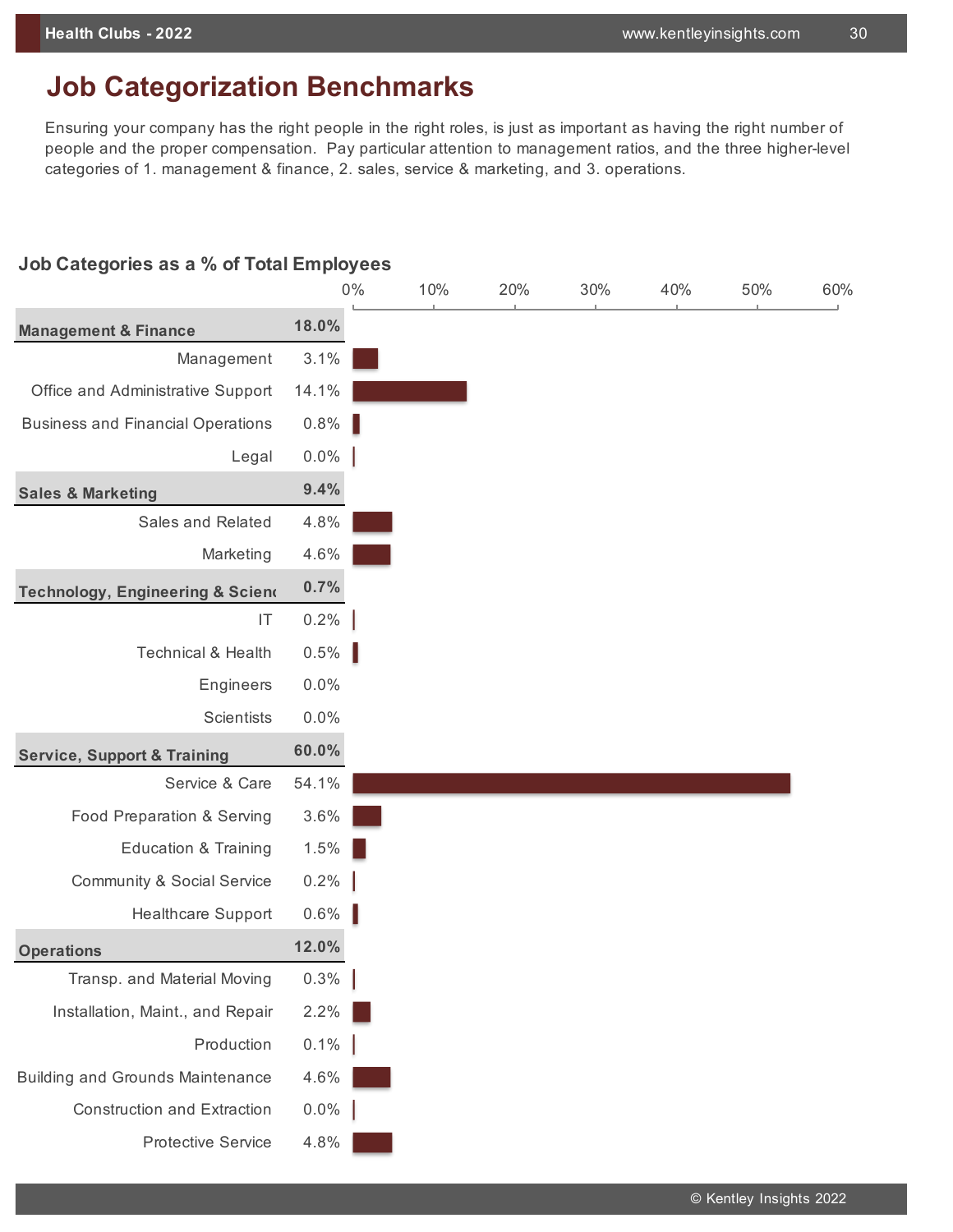# Job Categorization Benchmarks

Ensuring your company has the right people in the right roles, is just as important as having the right number of people and the proper compensation. Pay particular attention to management ratios, and the three higher-level categories of 1. management & finance, 2. sales, service & marketing, and 3. operations.

## Job Categories as a % of Total Employees

| Category | % |
|---|---|
| **Management & Finance** | **18.0%** |
| Management | 3.1% |
| Office and Administrative Support | 14.1% |
| Business and Financial Operations | 0.8% |
| Legal | 0.0% |
| **Sales & Marketing** | **9.4%** |
| Sales and Related | 4.8% |
| Marketing | 4.6% |
| **Technology, Engineering & Scienc** | **0.7%** |
| IT | 0.2% |
| Technical & Health | 0.5% |
| Engineers | 0.0% |
| Scientists | 0.0% |
| **Service, Support & Training** | **60.0%** |
| Service & Care | 54.1% |
| Food Preparation & Serving | 3.6% |
| Education & Training | 1.5% |
| Community & Social Service | 0.2% |
| Healthcare Support | 0.6% |
| **Operations** | **12.0%** |
| Transp. and Material Moving | 0.3% |
| Installation, Maint., and Repair | 2.2% |
| Production | 0.1% |
| Building and Grounds Maintenance | 4.6% |
| Construction and Extraction | 0.0% |
| Protective Service | 4.8% |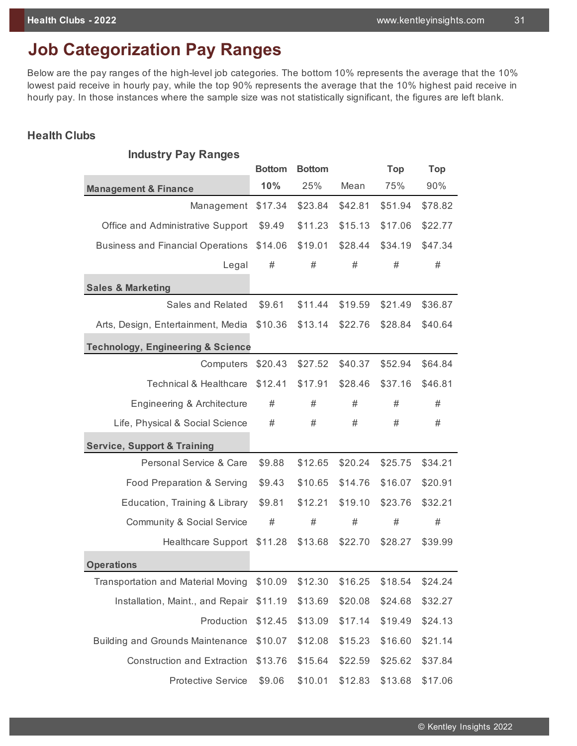# Job Categorization Pay Ranges

Below are the pay ranges of the high-level job categories. The bottom 10% represents the average that the 10% lowest paid receive in hourly pay, while the top 90% represents the average that the 10% highest paid receive in hourly pay. In those instances where the sample size was not statistically significant, the figures are left blank.

### Health Clubs

#### Industry Pay Ranges

| | Bottom 10% | Bottom 25% | Mean | Top 75% | Top 90% |
|---|---|---|---|---|---|
| **Management & Finance** | | | | | |
| Management | $17.34 | $23.84 | $42.81 | $51.94 | $78.82 |
| Office and Administrative Support | $9.49 | $11.23 | $15.13 | $17.06 | $22.77 |
| Business and Financial Operations | $14.06 | $19.01 | $28.44 | $34.19 | $47.34 |
| Legal | # | # | # | # | # |
| **Sales & Marketing** | | | | | |
| Sales and Related | $9.61 | $11.44 | $19.59 | $21.49 | $36.87 |
| Arts, Design, Entertainment, Media | $10.36 | $13.14 | $22.76 | $28.84 | $40.64 |
| **Technology, Engineering & Science** | | | | | |
| Computers | $20.43 | $27.52 | $40.37 | $52.94 | $64.84 |
| Technical & Healthcare | $12.41 | $17.91 | $28.46 | $37.16 | $46.81 |
| Engineering & Architecture | # | # | # | # | # |
| Life, Physical & Social Science | # | # | # | # | # |
| **Service, Support & Training** | | | | | |
| Personal Service & Care | $9.88 | $12.65 | $20.24 | $25.75 | $34.21 |
| Food Preparation & Serving | $9.43 | $10.65 | $14.76 | $16.07 | $20.91 |
| Education, Training & Library | $9.81 | $12.21 | $19.10 | $23.76 | $32.21 |
| Community & Social Service | # | # | # | # | # |
| Healthcare Support | $11.28 | $13.68 | $22.70 | $28.27 | $39.99 |
| **Operations** | | | | | |
| Transportation and Material Moving | $10.09 | $12.30 | $16.25 | $18.54 | $24.24 |
| Installation, Maint., and Repair | $11.19 | $13.69 | $20.08 | $24.68 | $32.27 |
| Production | $12.45 | $13.09 | $17.14 | $19.49 | $24.13 |
| Building and Grounds Maintenance | $10.07 | $12.08 | $15.23 | $16.60 | $21.14 |
| Construction and Extraction | $13.76 | $15.64 | $22.59 | $25.62 | $37.84 |
| Protective Service | $9.06 | $10.01 | $12.83 | $13.68 | $17.06 |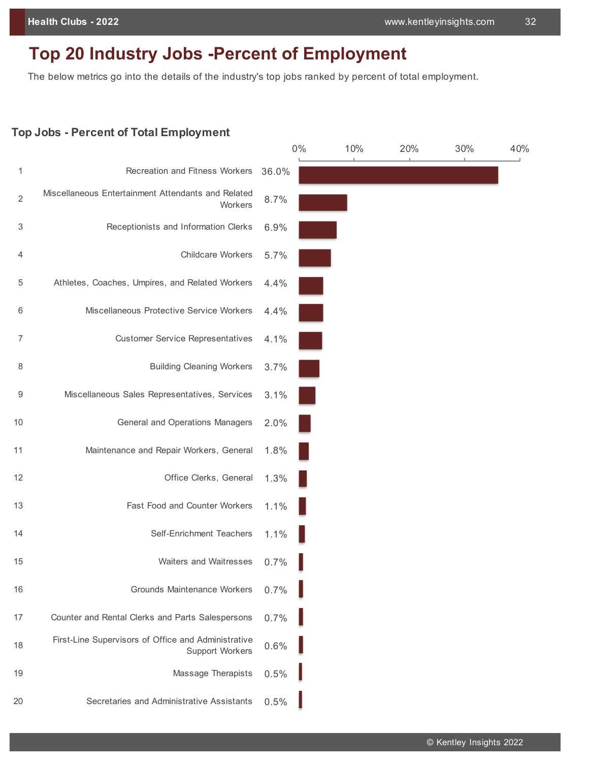# Top 20 Industry Jobs -Percent of Employment

The below metrics go into the details of the industry's top jobs ranked by percent of total employment.

## Top Jobs - Percent of Total Employment

| Rank | Job | Percent of Total Employment |
|---|---|---|
| 1 | Recreation and Fitness Workers | 36.0% |
| 2 | Miscellaneous Entertainment Attendants and Related Workers | 8.7% |
| 3 | Receptionists and Information Clerks | 6.9% |
| 4 | Childcare Workers | 5.7% |
| 5 | Athletes, Coaches, Umpires, and Related Workers | 4.4% |
| 6 | Miscellaneous Protective Service Workers | 4.4% |
| 7 | Customer Service Representatives | 4.1% |
| 8 | Building Cleaning Workers | 3.7% |
| 9 | Miscellaneous Sales Representatives, Services | 3.1% |
| 10 | General and Operations Managers | 2.0% |
| 11 | Maintenance and Repair Workers, General | 1.8% |
| 12 | Office Clerks, General | 1.3% |
| 13 | Fast Food and Counter Workers | 1.1% |
| 14 | Self-Enrichment Teachers | 1.1% |
| 15 | Waiters and Waitresses | 0.7% |
| 16 | Grounds Maintenance Workers | 0.7% |
| 17 | Counter and Rental Clerks and Parts Salespersons | 0.7% |
| 18 | First-Line Supervisors of Office and Administrative Support Workers | 0.6% |
| 19 | Massage Therapists | 0.5% |
| 20 | Secretaries and Administrative Assistants | 0.5% |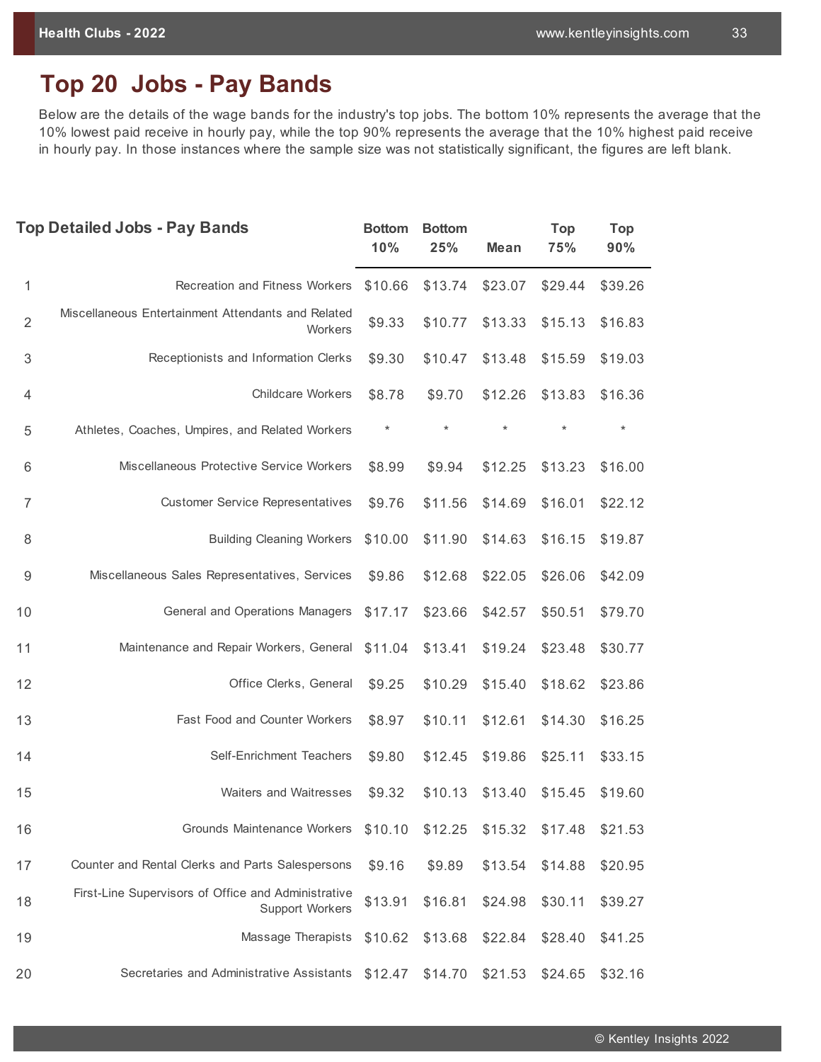## Top 20 Jobs - Pay Bands

Below are the details of the wage bands for the industry's top jobs. The bottom 10% represents the average that the 10% lowest paid receive in hourly pay, while the top 90% represents the average that the 10% highest paid receive in hourly pay. In those instances where the sample size was not statistically significant, the figures are left blank.

| | Top Detailed Jobs - Pay Bands | Bottom 10% | Bottom 25% | Mean | Top 75% | Top 90% |
|---|---|---|---|---|---|---|
| 1 | Recreation and Fitness Workers | $10.66 | $13.74 | $23.07 | $29.44 | $39.26 |
| 2 | Miscellaneous Entertainment Attendants and Related Workers | $9.33 | $10.77 | $13.33 | $15.13 | $16.83 |
| 3 | Receptionists and Information Clerks | $9.30 | $10.47 | $13.48 | $15.59 | $19.03 |
| 4 | Childcare Workers | $8.78 | $9.70 | $12.26 | $13.83 | $16.36 |
| 5 | Athletes, Coaches, Umpires, and Related Workers | * | * | * | * | * |
| 6 | Miscellaneous Protective Service Workers | $8.99 | $9.94 | $12.25 | $13.23 | $16.00 |
| 7 | Customer Service Representatives | $9.76 | $11.56 | $14.69 | $16.01 | $22.12 |
| 8 | Building Cleaning Workers | $10.00 | $11.90 | $14.63 | $16.15 | $19.87 |
| 9 | Miscellaneous Sales Representatives, Services | $9.86 | $12.68 | $22.05 | $26.06 | $42.09 |
| 10 | General and Operations Managers | $17.17 | $23.66 | $42.57 | $50.51 | $79.70 |
| 11 | Maintenance and Repair Workers, General | $11.04 | $13.41 | $19.24 | $23.48 | $30.77 |
| 12 | Office Clerks, General | $9.25 | $10.29 | $15.40 | $18.62 | $23.86 |
| 13 | Fast Food and Counter Workers | $8.97 | $10.11 | $12.61 | $14.30 | $16.25 |
| 14 | Self-Enrichment Teachers | $9.80 | $12.45 | $19.86 | $25.11 | $33.15 |
| 15 | Waiters and Waitresses | $9.32 | $10.13 | $13.40 | $15.45 | $19.60 |
| 16 | Grounds Maintenance Workers | $10.10 | $12.25 | $15.32 | $17.48 | $21.53 |
| 17 | Counter and Rental Clerks and Parts Salespersons | $9.16 | $9.89 | $13.54 | $14.88 | $20.95 |
| 18 | First-Line Supervisors of Office and Administrative Support Workers | $13.91 | $16.81 | $24.98 | $30.11 | $39.27 |
| 19 | Massage Therapists | $10.62 | $13.68 | $22.84 | $28.40 | $41.25 |
| 20 | Secretaries and Administrative Assistants | $12.47 | $14.70 | $21.53 | $24.65 | $32.16 |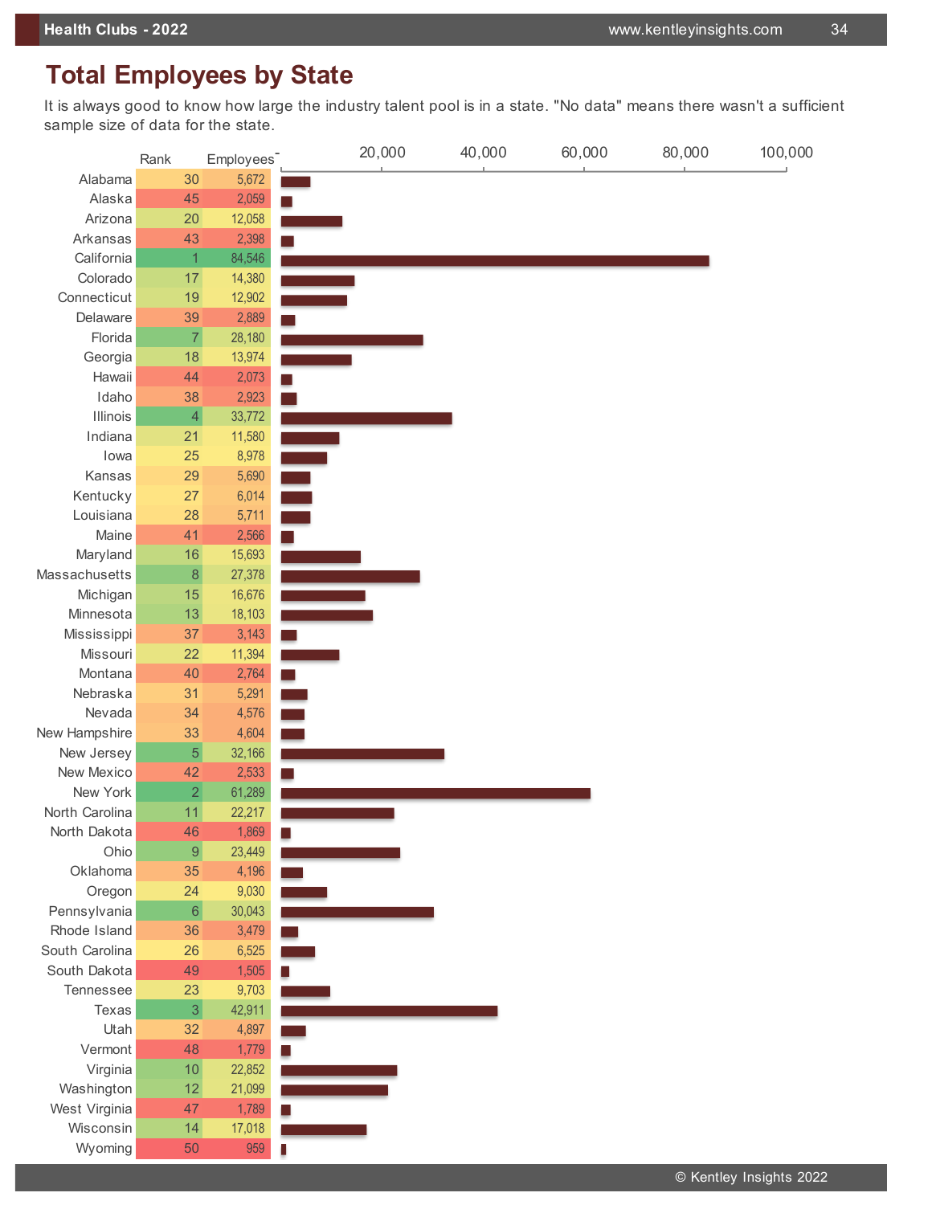## Total Employees by State

It is always good to know how large the industry talent pool is in a state. "No data" means there wasn't a sufficient sample size of data for the state.

| State | Rank | Employees |
|---|---|---|
| Alabama | 30 | 5,672 |
| Alaska | 45 | 2,059 |
| Arizona | 20 | 12,058 |
| Arkansas | 43 | 2,398 |
| California | 1 | 84,546 |
| Colorado | 17 | 14,380 |
| Connecticut | 19 | 12,902 |
| Delaware | 39 | 2,889 |
| Florida | 7 | 28,180 |
| Georgia | 18 | 13,974 |
| Hawaii | 44 | 2,073 |
| Idaho | 38 | 2,923 |
| Illinois | 4 | 33,772 |
| Indiana | 21 | 11,580 |
| Iowa | 25 | 8,978 |
| Kansas | 29 | 5,690 |
| Kentucky | 27 | 6,014 |
| Louisiana | 28 | 5,711 |
| Maine | 41 | 2,566 |
| Maryland | 16 | 15,693 |
| Massachusetts | 8 | 27,378 |
| Michigan | 15 | 16,676 |
| Minnesota | 13 | 18,103 |
| Mississippi | 37 | 3,143 |
| Missouri | 22 | 11,394 |
| Montana | 40 | 2,764 |
| Nebraska | 31 | 5,291 |
| Nevada | 34 | 4,576 |
| New Hampshire | 33 | 4,604 |
| New Jersey | 5 | 32,166 |
| New Mexico | 42 | 2,533 |
| New York | 2 | 61,289 |
| North Carolina | 11 | 22,217 |
| North Dakota | 46 | 1,869 |
| Ohio | 9 | 23,449 |
| Oklahoma | 35 | 4,196 |
| Oregon | 24 | 9,030 |
| Pennsylvania | 6 | 30,043 |
| Rhode Island | 36 | 3,479 |
| South Carolina | 26 | 6,525 |
| South Dakota | 49 | 1,505 |
| Tennessee | 23 | 9,703 |
| Texas | 3 | 42,911 |
| Utah | 32 | 4,897 |
| Vermont | 48 | 1,779 |
| Virginia | 10 | 22,852 |
| Washington | 12 | 21,099 |
| West Virginia | 47 | 1,789 |
| Wisconsin | 14 | 17,018 |
| Wyoming | 50 | 959 |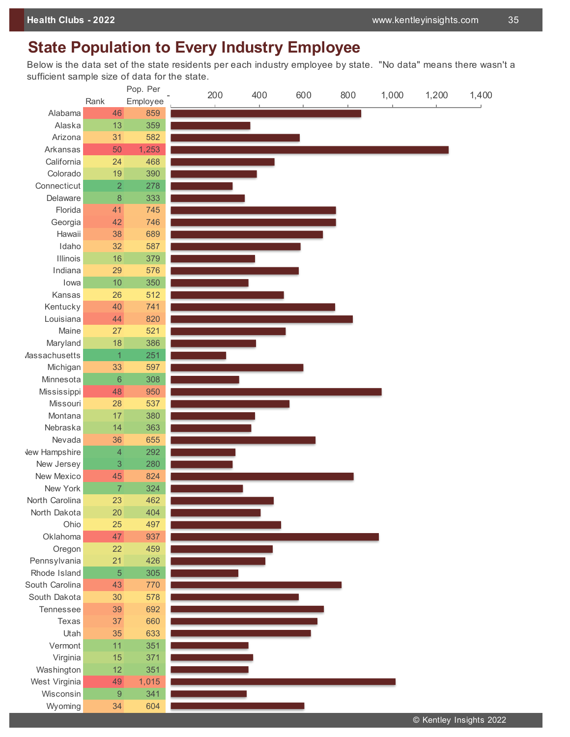## State Population to Every Industry Employee

Below is the data set of the state residents per each industry employee by state. "No data" means there wasn't a sufficient sample size of data for the state.

| State | Rank | Pop. Per Employee |
|---|---|---|
| Alabama | 46 | 859 |
| Alaska | 13 | 359 |
| Arizona | 31 | 582 |
| Arkansas | 50 | 1,253 |
| California | 24 | 468 |
| Colorado | 19 | 390 |
| Connecticut | 2 | 278 |
| Delaware | 8 | 333 |
| Florida | 41 | 745 |
| Georgia | 42 | 746 |
| Hawaii | 38 | 689 |
| Idaho | 32 | 587 |
| Illinois | 16 | 379 |
| Indiana | 29 | 576 |
| Iowa | 10 | 350 |
| Kansas | 26 | 512 |
| Kentucky | 40 | 741 |
| Louisiana | 44 | 820 |
| Maine | 27 | 521 |
| Maryland | 18 | 386 |
| Massachusetts | 1 | 251 |
| Michigan | 33 | 597 |
| Minnesota | 6 | 308 |
| Mississippi | 48 | 950 |
| Missouri | 28 | 537 |
| Montana | 17 | 380 |
| Nebraska | 14 | 363 |
| Nevada | 36 | 655 |
| New Hampshire | 4 | 292 |
| New Jersey | 3 | 280 |
| New Mexico | 45 | 824 |
| New York | 7 | 324 |
| North Carolina | 23 | 462 |
| North Dakota | 20 | 404 |
| Ohio | 25 | 497 |
| Oklahoma | 47 | 937 |
| Oregon | 22 | 459 |
| Pennsylvania | 21 | 426 |
| Rhode Island | 5 | 305 |
| South Carolina | 43 | 770 |
| South Dakota | 30 | 578 |
| Tennessee | 39 | 692 |
| Texas | 37 | 660 |
| Utah | 35 | 633 |
| Vermont | 11 | 351 |
| Virginia | 15 | 371 |
| Washington | 12 | 351 |
| West Virginia | 49 | 1,015 |
| Wisconsin | 9 | 341 |
| Wyoming | 34 | 604 |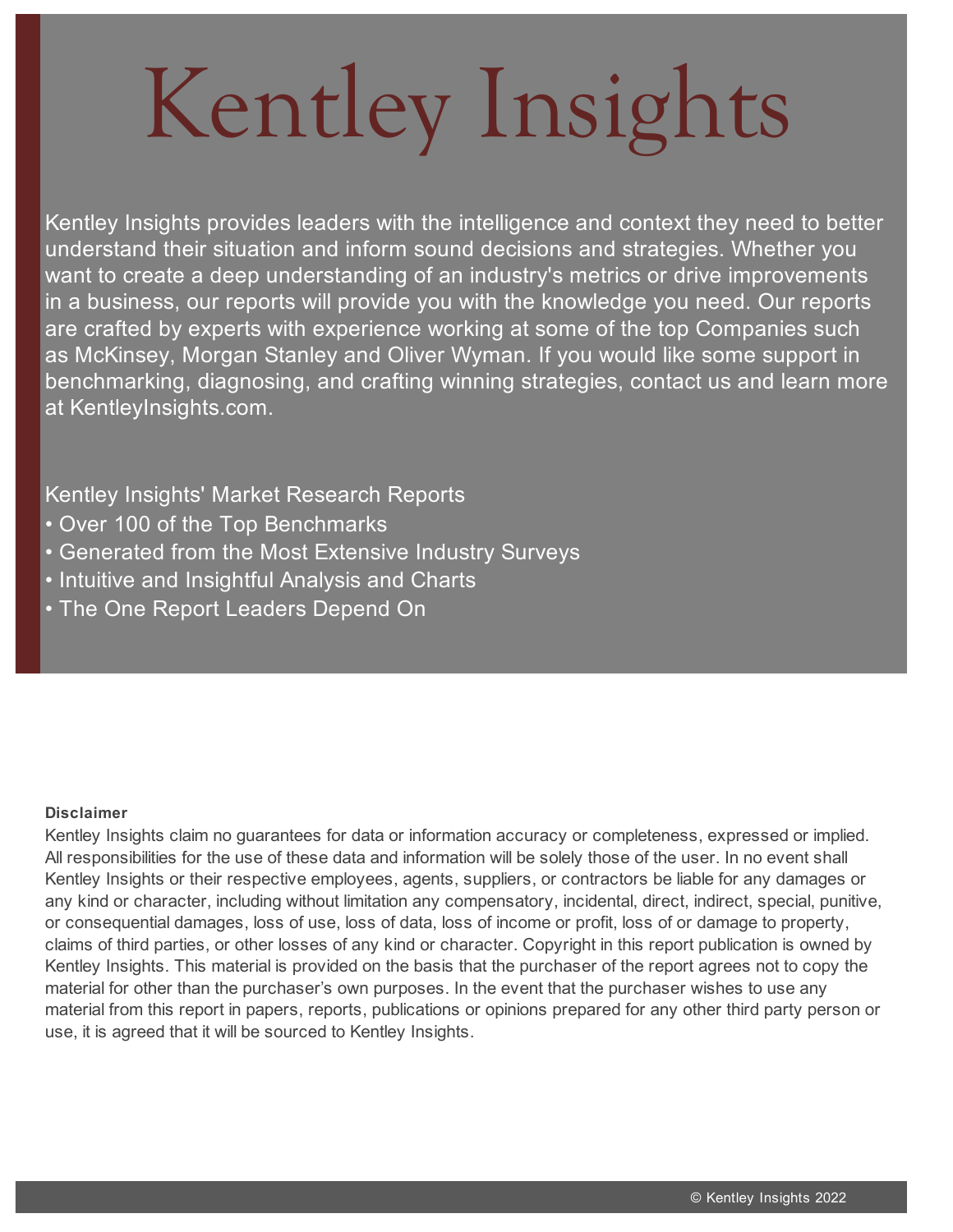# Kentley Insights

Kentley Insights provides leaders with the intelligence and context they need to better understand their situation and inform sound decisions and strategies. Whether you want to create a deep understanding of an industry's metrics or drive improvements in a business, our reports will provide you with the knowledge you need. Our reports are crafted by experts with experience working at some of the top Companies such as McKinsey, Morgan Stanley and Oliver Wyman. If you would like some support in benchmarking, diagnosing, and crafting winning strategies, contact us and learn more at KentleyInsights.com.

Kentley Insights' Market Research Reports

- Over 100 of the Top Benchmarks
- Generated from the Most Extensive Industry Surveys
- Intuitive and Insightful Analysis and Charts
- The One Report Leaders Depend On

**Disclaimer**

Kentley Insights claim no guarantees for data or information accuracy or completeness, expressed or implied. All responsibilities for the use of these data and information will be solely those of the user. In no event shall Kentley Insights or their respective employees, agents, suppliers, or contractors be liable for any damages or any kind or character, including without limitation any compensatory, incidental, direct, indirect, special, punitive, or consequential damages, loss of use, loss of data, loss of income or profit, loss of or damage to property, claims of third parties, or other losses of any kind or character. Copyright in this report publication is owned by Kentley Insights. This material is provided on the basis that the purchaser of the report agrees not to copy the material for other than the purchaser's own purposes. In the event that the purchaser wishes to use any material from this report in papers, reports, publications or opinions prepared for any other third party person or use, it is agreed that it will be sourced to Kentley Insights.

© Kentley Insights 2022